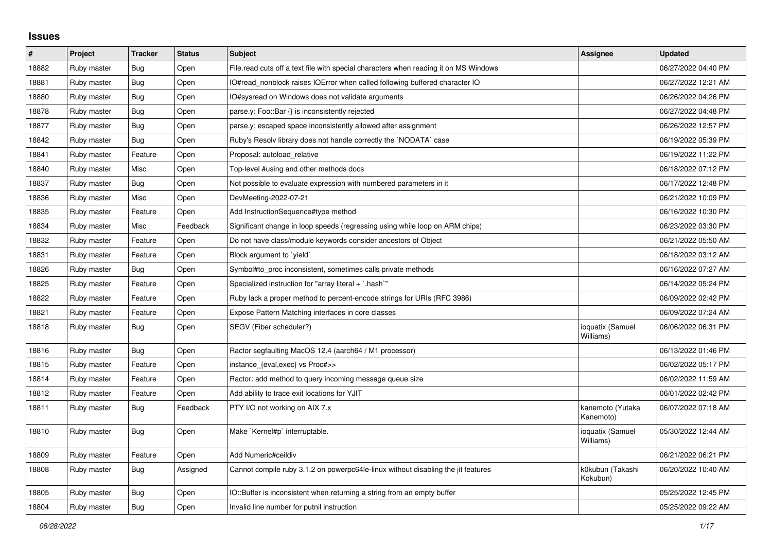## Issues

| # | Project | Tracker | Status | Subject | Assignee | Updated |
|---|---|---|---|---|---|---|
| 18882 | Ruby master | Bug | Open | File.read cuts off a text file with special characters when reading it on MS Windows | | 06/27/2022 04:40 PM |
| 18881 | Ruby master | Bug | Open | IO#read_nonblock raises IOError when called following buffered character IO | | 06/27/2022 12:21 AM |
| 18880 | Ruby master | Bug | Open | IO#sysread on Windows does not validate arguments | | 06/26/2022 04:26 PM |
| 18878 | Ruby master | Bug | Open | parse.y: Foo::Bar {} is inconsistently rejected | | 06/27/2022 04:48 PM |
| 18877 | Ruby master | Bug | Open | parse.y: escaped space inconsistently allowed after assignment | | 06/26/2022 12:57 PM |
| 18842 | Ruby master | Bug | Open | Ruby's Resolv library does not handle correctly the `NODATA` case | | 06/19/2022 05:39 PM |
| 18841 | Ruby master | Feature | Open | Proposal: autoload_relative | | 06/19/2022 11:22 PM |
| 18840 | Ruby master | Misc | Open | Top-level #using and other methods docs | | 06/18/2022 07:12 PM |
| 18837 | Ruby master | Bug | Open | Not possible to evaluate expression with numbered parameters in it | | 06/17/2022 12:48 PM |
| 18836 | Ruby master | Misc | Open | DevMeeting-2022-07-21 | | 06/21/2022 10:09 PM |
| 18835 | Ruby master | Feature | Open | Add InstructionSequence#type method | | 06/16/2022 10:30 PM |
| 18834 | Ruby master | Misc | Feedback | Significant change in loop speeds (regressing using while loop on ARM chips) | | 06/23/2022 03:30 PM |
| 18832 | Ruby master | Feature | Open | Do not have class/module keywords consider ancestors of Object | | 06/21/2022 05:50 AM |
| 18831 | Ruby master | Feature | Open | Block argument to `yield` | | 06/18/2022 03:12 AM |
| 18826 | Ruby master | Bug | Open | Symbol#to_proc inconsistent, sometimes calls private methods | | 06/16/2022 07:27 AM |
| 18825 | Ruby master | Feature | Open | Specialized instruction for "array literal + `.hash`" | | 06/14/2022 05:24 PM |
| 18822 | Ruby master | Feature | Open | Ruby lack a proper method to percent-encode strings for URIs (RFC 3986) | | 06/09/2022 02:42 PM |
| 18821 | Ruby master | Feature | Open | Expose Pattern Matching interfaces in core classes | | 06/09/2022 07:24 AM |
| 18818 | Ruby master | Bug | Open | SEGV (Fiber scheduler?) | ioquatix (Samuel Williams) | 06/06/2022 06:31 PM |
| 18816 | Ruby master | Bug | Open | Ractor segfaulting MacOS 12.4 (aarch64 / M1 processor) | | 06/13/2022 01:46 PM |
| 18815 | Ruby master | Feature | Open | instance_{eval,exec} vs Proc#>> | | 06/02/2022 05:17 PM |
| 18814 | Ruby master | Feature | Open | Ractor: add method to query incoming message queue size | | 06/02/2022 11:59 AM |
| 18812 | Ruby master | Feature | Open | Add ability to trace exit locations for YJIT | | 06/01/2022 02:42 PM |
| 18811 | Ruby master | Bug | Feedback | PTY I/O not working on AIX 7.x | kanemoto (Yutaka Kanemoto) | 06/07/2022 07:18 AM |
| 18810 | Ruby master | Bug | Open | Make `Kernel#p` interruptable. | ioquatix (Samuel Williams) | 05/30/2022 12:44 AM |
| 18809 | Ruby master | Feature | Open | Add Numeric#ceildiv | | 06/21/2022 06:21 PM |
| 18808 | Ruby master | Bug | Assigned | Cannot compile ruby 3.1.2 on powerpc64le-linux without disabling the jit features | k0kubun (Takashi Kokubun) | 06/20/2022 10:40 AM |
| 18805 | Ruby master | Bug | Open | IO::Buffer is inconsistent when returning a string from an empty buffer | | 05/25/2022 12:45 PM |
| 18804 | Ruby master | Bug | Open | Invalid line number for putnil instruction | | 05/25/2022 09:22 AM |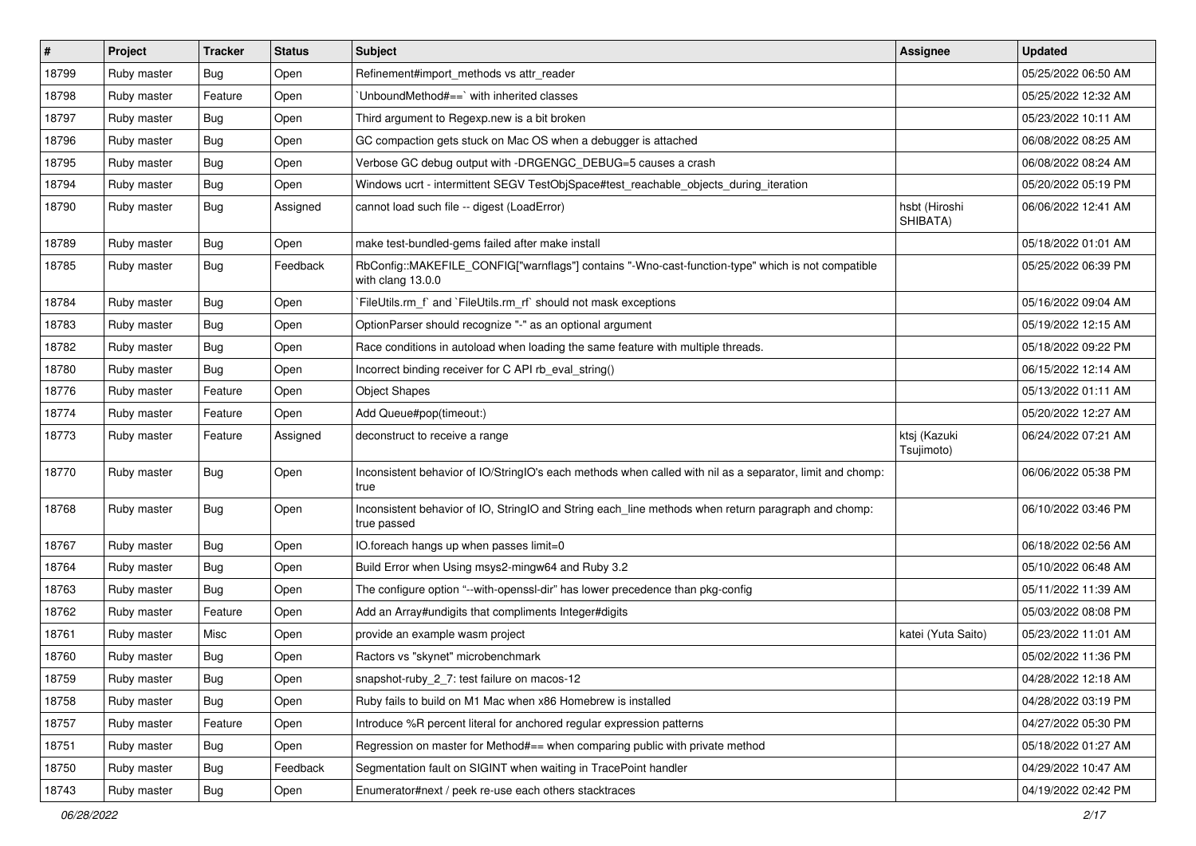| # | Project | Tracker | Status | Subject | Assignee | Updated |
|---|---|---|---|---|---|---|
| 18799 | Ruby master | Bug | Open | Refinement#import_methods vs attr_reader | | 05/25/2022 06:50 AM |
| 18798 | Ruby master | Feature | Open | `UnboundMethod#==` with inherited classes | | 05/25/2022 12:32 AM |
| 18797 | Ruby master | Bug | Open | Third argument to Regexp.new is a bit broken | | 05/23/2022 10:11 AM |
| 18796 | Ruby master | Bug | Open | GC compaction gets stuck on Mac OS when a debugger is attached | | 06/08/2022 08:25 AM |
| 18795 | Ruby master | Bug | Open | Verbose GC debug output with -DRGENGC_DEBUG=5 causes a crash | | 06/08/2022 08:24 AM |
| 18794 | Ruby master | Bug | Open | Windows ucrt - intermittent SEGV TestObjSpace#test_reachable_objects_during_iteration | | 05/20/2022 05:19 PM |
| 18790 | Ruby master | Bug | Assigned | cannot load such file -- digest (LoadError) | hsbt (Hiroshi SHIBATA) | 06/06/2022 12:41 AM |
| 18789 | Ruby master | Bug | Open | make test-bundled-gems failed after make install | | 05/18/2022 01:01 AM |
| 18785 | Ruby master | Bug | Feedback | RbConfig::MAKEFILE_CONFIG["warnflags"] contains "-Wno-cast-function-type" which is not compatible with clang 13.0.0 | | 05/25/2022 06:39 PM |
| 18784 | Ruby master | Bug | Open | `FileUtils.rm_f` and `FileUtils.rm_rf` should not mask exceptions | | 05/16/2022 09:04 AM |
| 18783 | Ruby master | Bug | Open | OptionParser should recognize "-" as an optional argument | | 05/19/2022 12:15 AM |
| 18782 | Ruby master | Bug | Open | Race conditions in autoload when loading the same feature with multiple threads. | | 05/18/2022 09:22 PM |
| 18780 | Ruby master | Bug | Open | Incorrect binding receiver for C API rb_eval_string() | | 06/15/2022 12:14 AM |
| 18776 | Ruby master | Feature | Open | Object Shapes | | 05/13/2022 01:11 AM |
| 18774 | Ruby master | Feature | Open | Add Queue#pop(timeout:) | | 05/20/2022 12:27 AM |
| 18773 | Ruby master | Feature | Assigned | deconstruct to receive a range | ktsj (Kazuki Tsujimoto) | 06/24/2022 07:21 AM |
| 18770 | Ruby master | Bug | Open | Inconsistent behavior of IO/StringIO's each methods when called with nil as a separator, limit and chomp: true | | 06/06/2022 05:38 PM |
| 18768 | Ruby master | Bug | Open | Inconsistent behavior of IO, StringIO and String each_line methods when return paragraph and chomp: true passed | | 06/10/2022 03:46 PM |
| 18767 | Ruby master | Bug | Open | IO.foreach hangs up when passes limit=0 | | 06/18/2022 02:56 AM |
| 18764 | Ruby master | Bug | Open | Build Error when Using msys2-mingw64 and Ruby 3.2 | | 05/10/2022 06:48 AM |
| 18763 | Ruby master | Bug | Open | The configure option "--with-openssl-dir" has lower precedence than pkg-config | | 05/11/2022 11:39 AM |
| 18762 | Ruby master | Feature | Open | Add an Array#undigits that compliments Integer#digits | | 05/03/2022 08:08 PM |
| 18761 | Ruby master | Misc | Open | provide an example wasm project | katei (Yuta Saito) | 05/23/2022 11:01 AM |
| 18760 | Ruby master | Bug | Open | Ractors vs "skynet" microbenchmark | | 05/02/2022 11:36 PM |
| 18759 | Ruby master | Bug | Open | snapshot-ruby_2_7: test failure on macos-12 | | 04/28/2022 12:18 AM |
| 18758 | Ruby master | Bug | Open | Ruby fails to build on M1 Mac when x86 Homebrew is installed | | 04/28/2022 03:19 PM |
| 18757 | Ruby master | Feature | Open | Introduce %R percent literal for anchored regular expression patterns | | 04/27/2022 05:30 PM |
| 18751 | Ruby master | Bug | Open | Regression on master for Method#== when comparing public with private method | | 05/18/2022 01:27 AM |
| 18750 | Ruby master | Bug | Feedback | Segmentation fault on SIGINT when waiting in TracePoint handler | | 04/29/2022 10:47 AM |
| 18743 | Ruby master | Bug | Open | Enumerator#next / peek re-use each others stacktraces | | 04/19/2022 02:42 PM |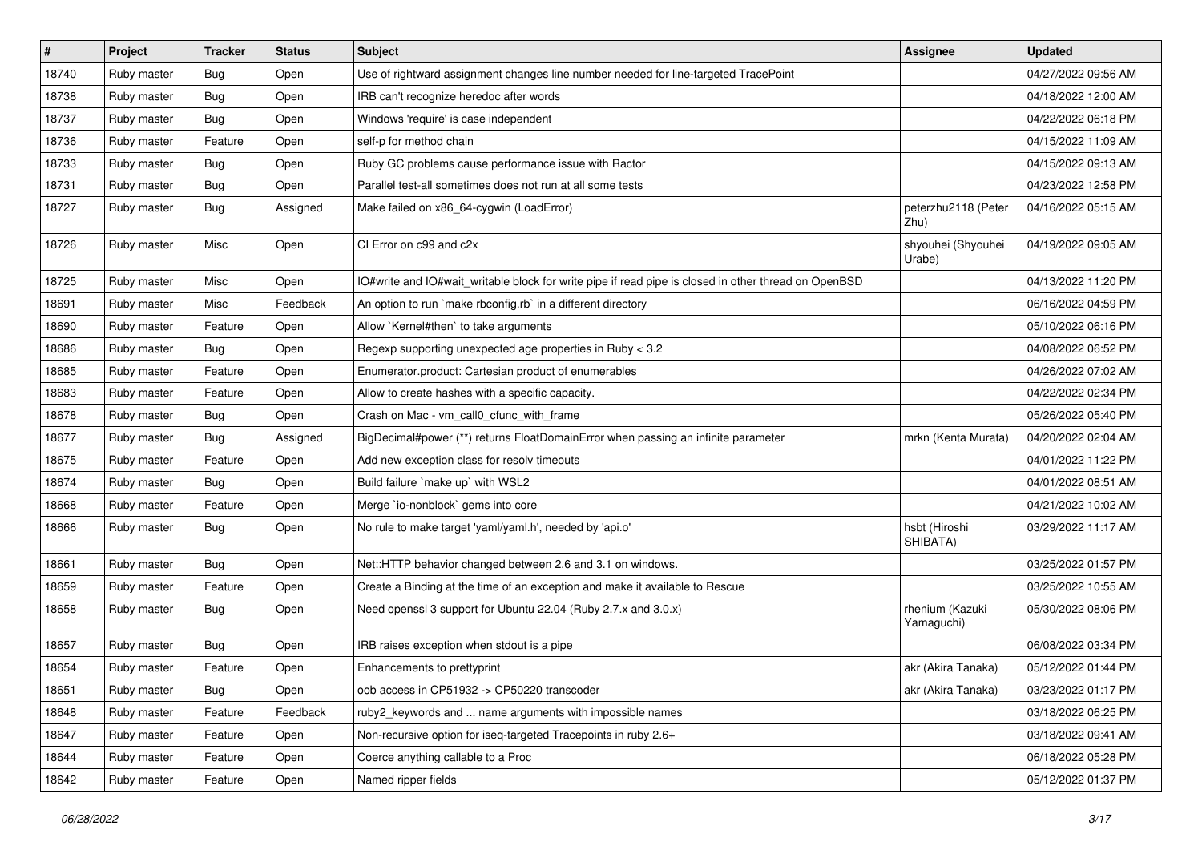| # | Project | Tracker | Status | Subject | Assignee | Updated |
|---|---|---|---|---|---|---|
| 18740 | Ruby master | Bug | Open | Use of rightward assignment changes line number needed for line-targeted TracePoint | | 04/27/2022 09:56 AM |
| 18738 | Ruby master | Bug | Open | IRB can't recognize heredoc after words | | 04/18/2022 12:00 AM |
| 18737 | Ruby master | Bug | Open | Windows 'require' is case independent | | 04/22/2022 06:18 PM |
| 18736 | Ruby master | Feature | Open | self-p for method chain | | 04/15/2022 11:09 AM |
| 18733 | Ruby master | Bug | Open | Ruby GC problems cause performance issue with Ractor | | 04/15/2022 09:13 AM |
| 18731 | Ruby master | Bug | Open | Parallel test-all sometimes does not run at all some tests | | 04/23/2022 12:58 PM |
| 18727 | Ruby master | Bug | Assigned | Make failed on x86_64-cygwin (LoadError) | peterzhu2118 (Peter Zhu) | 04/16/2022 05:15 AM |
| 18726 | Ruby master | Misc | Open | CI Error on c99 and c2x | shyouhei (Shyouhei Urabe) | 04/19/2022 09:05 AM |
| 18725 | Ruby master | Misc | Open | IO#write and IO#wait_writable block for write pipe if read pipe is closed in other thread on OpenBSD | | 04/13/2022 11:20 PM |
| 18691 | Ruby master | Misc | Feedback | An option to run `make rbconfig.rb` in a different directory | | 06/16/2022 04:59 PM |
| 18690 | Ruby master | Feature | Open | Allow `Kernel#then` to take arguments | | 05/10/2022 06:16 PM |
| 18686 | Ruby master | Bug | Open | Regexp supporting unexpected age properties in Ruby < 3.2 | | 04/08/2022 06:52 PM |
| 18685 | Ruby master | Feature | Open | Enumerator.product: Cartesian product of enumerables | | 04/26/2022 07:02 AM |
| 18683 | Ruby master | Feature | Open | Allow to create hashes with a specific capacity. | | 04/22/2022 02:34 PM |
| 18678 | Ruby master | Bug | Open | Crash on Mac - vm_call0_cfunc_with_frame | | 05/26/2022 05:40 PM |
| 18677 | Ruby master | Bug | Assigned | BigDecimal#power (**) returns FloatDomainError when passing an infinite parameter | mrkn (Kenta Murata) | 04/20/2022 02:04 AM |
| 18675 | Ruby master | Feature | Open | Add new exception class for resolv timeouts | | 04/01/2022 11:22 PM |
| 18674 | Ruby master | Bug | Open | Build failure `make up` with WSL2 | | 04/01/2022 08:51 AM |
| 18668 | Ruby master | Feature | Open | Merge `io-nonblock` gems into core | | 04/21/2022 10:02 AM |
| 18666 | Ruby master | Bug | Open | No rule to make target 'yaml/yaml.h', needed by 'api.o' | hsbt (Hiroshi SHIBATA) | 03/29/2022 11:17 AM |
| 18661 | Ruby master | Bug | Open | Net::HTTP behavior changed between 2.6 and 3.1 on windows. | | 03/25/2022 01:57 PM |
| 18659 | Ruby master | Feature | Open | Create a Binding at the time of an exception and make it available to Rescue | | 03/25/2022 10:55 AM |
| 18658 | Ruby master | Bug | Open | Need openssl 3 support for Ubuntu 22.04 (Ruby 2.7.x and 3.0.x) | rhenium (Kazuki Yamaguchi) | 05/30/2022 08:06 PM |
| 18657 | Ruby master | Bug | Open | IRB raises exception when stdout is a pipe | | 06/08/2022 03:34 PM |
| 18654 | Ruby master | Feature | Open | Enhancements to prettyprint | akr (Akira Tanaka) | 05/12/2022 01:44 PM |
| 18651 | Ruby master | Bug | Open | oob access in CP51932 -> CP50220 transcoder | akr (Akira Tanaka) | 03/23/2022 01:17 PM |
| 18648 | Ruby master | Feature | Feedback | ruby2_keywords and ... name arguments with impossible names | | 03/18/2022 06:25 PM |
| 18647 | Ruby master | Feature | Open | Non-recursive option for iseq-targeted Tracepoints in ruby 2.6+ | | 03/18/2022 09:41 AM |
| 18644 | Ruby master | Feature | Open | Coerce anything callable to a Proc | | 06/18/2022 05:28 PM |
| 18642 | Ruby master | Feature | Open | Named ripper fields | | 05/12/2022 01:37 PM |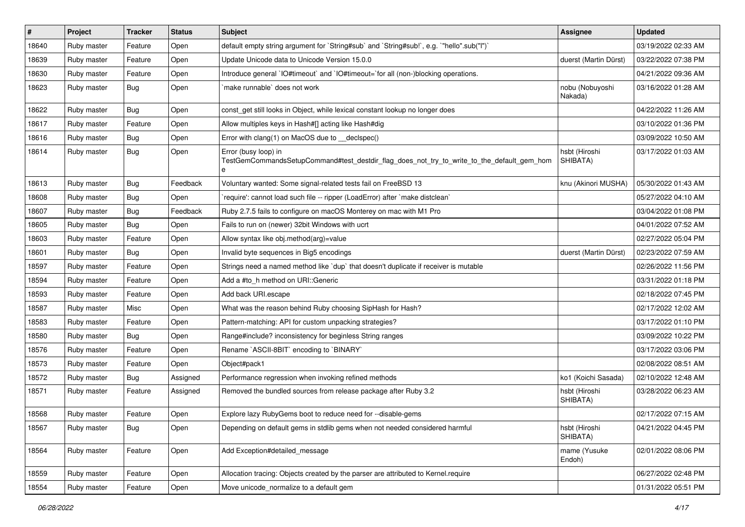| # | Project | Tracker | Status | Subject | Assignee | Updated |
|---|---|---|---|---|---|---|
| 18640 | Ruby master | Feature | Open | default empty string argument for `String#sub` and `String#sub!`, e.g. `"hello".sub("l")` | | 03/19/2022 02:33 AM |
| 18639 | Ruby master | Feature | Open | Update Unicode data to Unicode Version 15.0.0 | duerst (Martin Dürst) | 03/22/2022 07:38 PM |
| 18630 | Ruby master | Feature | Open | Introduce general `IO#timeout` and `IO#timeout=`for all (non-)blocking operations. | | 04/21/2022 09:36 AM |
| 18623 | Ruby master | Bug | Open | `make runnable` does not work | nobu (Nobuyoshi Nakada) | 03/16/2022 01:28 AM |
| 18622 | Ruby master | Bug | Open | const_get still looks in Object, while lexical constant lookup no longer does | | 04/22/2022 11:26 AM |
| 18617 | Ruby master | Feature | Open | Allow multiples keys in Hash#[] acting like Hash#dig | | 03/10/2022 01:36 PM |
| 18616 | Ruby master | Bug | Open | Error with clang(1) on MacOS due to __declspec() | | 03/09/2022 10:50 AM |
| 18614 | Ruby master | Bug | Open | Error (busy loop) in TestGemCommandsSetupCommand#test_destdir_flag_does_not_try_to_write_to_the_default_gem_home | hsbt (Hiroshi SHIBATA) | 03/17/2022 01:03 AM |
| 18613 | Ruby master | Bug | Feedback | Voluntary wanted: Some signal-related tests fail on FreeBSD 13 | knu (Akinori MUSHA) | 05/30/2022 01:43 AM |
| 18608 | Ruby master | Bug | Open | `require': cannot load such file -- ripper (LoadError) after `make distclean` | | 05/27/2022 04:10 AM |
| 18607 | Ruby master | Bug | Feedback | Ruby 2.7.5 fails to configure on macOS Monterey on mac with M1 Pro | | 03/04/2022 01:08 PM |
| 18605 | Ruby master | Bug | Open | Fails to run on (newer) 32bit Windows with ucrt | | 04/01/2022 07:52 AM |
| 18603 | Ruby master | Feature | Open | Allow syntax like obj.method(arg)=value | | 02/27/2022 05:04 PM |
| 18601 | Ruby master | Bug | Open | Invalid byte sequences in Big5 encodings | duerst (Martin Dürst) | 02/23/2022 07:59 AM |
| 18597 | Ruby master | Feature | Open | Strings need a named method like `dup` that doesn't duplicate if receiver is mutable | | 02/26/2022 11:56 PM |
| 18594 | Ruby master | Feature | Open | Add a #to_h method on URI::Generic | | 03/31/2022 01:18 PM |
| 18593 | Ruby master | Feature | Open | Add back URI.escape | | 02/18/2022 07:45 PM |
| 18587 | Ruby master | Misc | Open | What was the reason behind Ruby choosing SipHash for Hash? | | 02/17/2022 12:02 AM |
| 18583 | Ruby master | Feature | Open | Pattern-matching: API for custom unpacking strategies? | | 03/17/2022 01:10 PM |
| 18580 | Ruby master | Bug | Open | Range#include? inconsistency for beginless String ranges | | 03/09/2022 10:22 PM |
| 18576 | Ruby master | Feature | Open | Rename `ASCII-8BIT` encoding to `BINARY` | | 03/17/2022 03:06 PM |
| 18573 | Ruby master | Feature | Open | Object#pack1 | | 02/08/2022 08:51 AM |
| 18572 | Ruby master | Bug | Assigned | Performance regression when invoking refined methods | ko1 (Koichi Sasada) | 02/10/2022 12:48 AM |
| 18571 | Ruby master | Feature | Assigned | Removed the bundled sources from release package after Ruby 3.2 | hsbt (Hiroshi SHIBATA) | 03/28/2022 06:23 AM |
| 18568 | Ruby master | Feature | Open | Explore lazy RubyGems boot to reduce need for --disable-gems | | 02/17/2022 07:15 AM |
| 18567 | Ruby master | Bug | Open | Depending on default gems in stdlib gems when not needed considered harmful | hsbt (Hiroshi SHIBATA) | 04/21/2022 04:45 PM |
| 18564 | Ruby master | Feature | Open | Add Exception#detailed_message | mame (Yusuke Endoh) | 02/01/2022 08:06 PM |
| 18559 | Ruby master | Feature | Open | Allocation tracing: Objects created by the parser are attributed to Kernel.require | | 06/27/2022 02:48 PM |
| 18554 | Ruby master | Feature | Open | Move unicode_normalize to a default gem | | 01/31/2022 05:51 PM |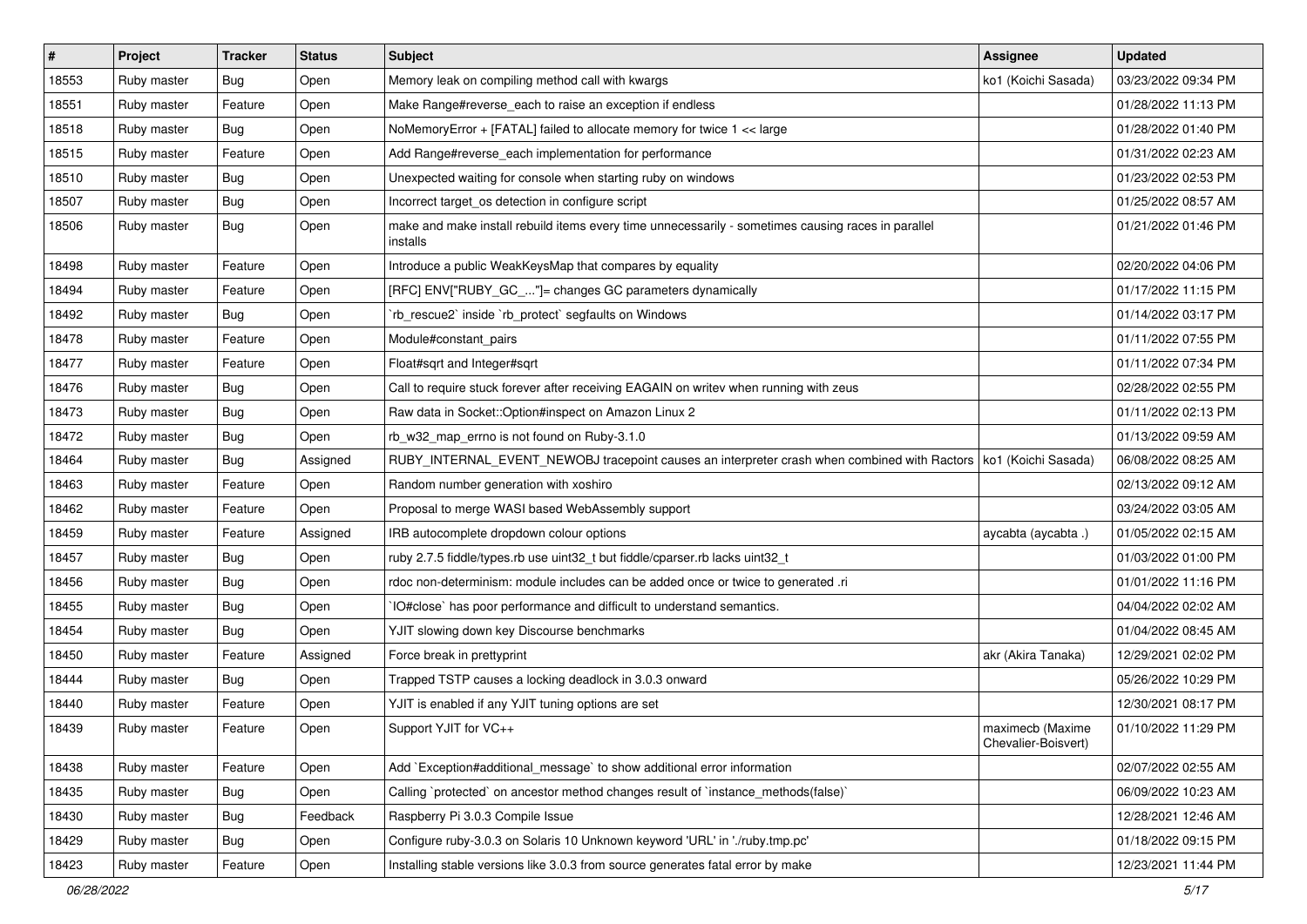| # | Project | Tracker | Status | Subject | Assignee | Updated |
|---|---|---|---|---|---|---|
| 18553 | Ruby master | Bug | Open | Memory leak on compiling method call with kwargs | ko1 (Koichi Sasada) | 03/23/2022 09:34 PM |
| 18551 | Ruby master | Feature | Open | Make Range#reverse_each to raise an exception if endless | | 01/28/2022 11:13 PM |
| 18518 | Ruby master | Bug | Open | NoMemoryError + [FATAL] failed to allocate memory for twice 1 << large | | 01/28/2022 01:40 PM |
| 18515 | Ruby master | Feature | Open | Add Range#reverse_each implementation for performance | | 01/31/2022 02:23 AM |
| 18510 | Ruby master | Bug | Open | Unexpected waiting for console when starting ruby on windows | | 01/23/2022 02:53 PM |
| 18507 | Ruby master | Bug | Open | Incorrect target_os detection in configure script | | 01/25/2022 08:57 AM |
| 18506 | Ruby master | Bug | Open | make and make install rebuild items every time unnecessarily - sometimes causing races in parallel installs | | 01/21/2022 01:46 PM |
| 18498 | Ruby master | Feature | Open | Introduce a public WeakKeysMap that compares by equality | | 02/20/2022 04:06 PM |
| 18494 | Ruby master | Feature | Open | [RFC] ENV["RUBY_GC_..."]= changes GC parameters dynamically | | 01/17/2022 11:15 PM |
| 18492 | Ruby master | Bug | Open | `rb_rescue2` inside `rb_protect` segfaults on Windows | | 01/14/2022 03:17 PM |
| 18478 | Ruby master | Feature | Open | Module#constant_pairs | | 01/11/2022 07:55 PM |
| 18477 | Ruby master | Feature | Open | Float#sqrt and Integer#sqrt | | 01/11/2022 07:34 PM |
| 18476 | Ruby master | Bug | Open | Call to require stuck forever after receiving EAGAIN on writev when running with zeus | | 02/28/2022 02:55 PM |
| 18473 | Ruby master | Bug | Open | Raw data in Socket::Option#inspect on Amazon Linux 2 | | 01/11/2022 02:13 PM |
| 18472 | Ruby master | Bug | Open | rb_w32_map_errno is not found on Ruby-3.1.0 | | 01/13/2022 09:59 AM |
| 18464 | Ruby master | Bug | Assigned | RUBY_INTERNAL_EVENT_NEWOBJ tracepoint causes an interpreter crash when combined with Ractors | ko1 (Koichi Sasada) | 06/08/2022 08:25 AM |
| 18463 | Ruby master | Feature | Open | Random number generation with xoshiro | | 02/13/2022 09:12 AM |
| 18462 | Ruby master | Feature | Open | Proposal to merge WASI based WebAssembly support | | 03/24/2022 03:05 AM |
| 18459 | Ruby master | Feature | Assigned | IRB autocomplete dropdown colour options | aycabta (aycabta .) | 01/05/2022 02:15 AM |
| 18457 | Ruby master | Bug | Open | ruby 2.7.5 fiddle/types.rb use uint32_t but fiddle/cparser.rb lacks uint32_t | | 01/03/2022 01:00 PM |
| 18456 | Ruby master | Bug | Open | rdoc non-determinism: module includes can be added once or twice to generated .ri | | 01/01/2022 11:16 PM |
| 18455 | Ruby master | Bug | Open | `IO#close` has poor performance and difficult to understand semantics. | | 04/04/2022 02:02 AM |
| 18454 | Ruby master | Bug | Open | YJIT slowing down key Discourse benchmarks | | 01/04/2022 08:45 AM |
| 18450 | Ruby master | Feature | Assigned | Force break in prettyprint | akr (Akira Tanaka) | 12/29/2021 02:02 PM |
| 18444 | Ruby master | Bug | Open | Trapped TSTP causes a locking deadlock in 3.0.3 onward | | 05/26/2022 10:29 PM |
| 18440 | Ruby master | Feature | Open | YJIT is enabled if any YJIT tuning options are set | | 12/30/2021 08:17 PM |
| 18439 | Ruby master | Feature | Open | Support YJIT for VC++ | maximecb (Maxime Chevalier-Boisvert) | 01/10/2022 11:29 PM |
| 18438 | Ruby master | Feature | Open | Add `Exception#additional_message` to show additional error information | | 02/07/2022 02:55 AM |
| 18435 | Ruby master | Bug | Open | Calling `protected` on ancestor method changes result of `instance_methods(false)` | | 06/09/2022 10:23 AM |
| 18430 | Ruby master | Bug | Feedback | Raspberry Pi 3.0.3 Compile Issue | | 12/28/2021 12:46 AM |
| 18429 | Ruby master | Bug | Open | Configure ruby-3.0.3 on Solaris 10 Unknown keyword 'URL' in './ruby.tmp.pc' | | 01/18/2022 09:15 PM |
| 18423 | Ruby master | Feature | Open | Installing stable versions like 3.0.3 from source generates fatal error by make | | 12/23/2021 11:44 PM |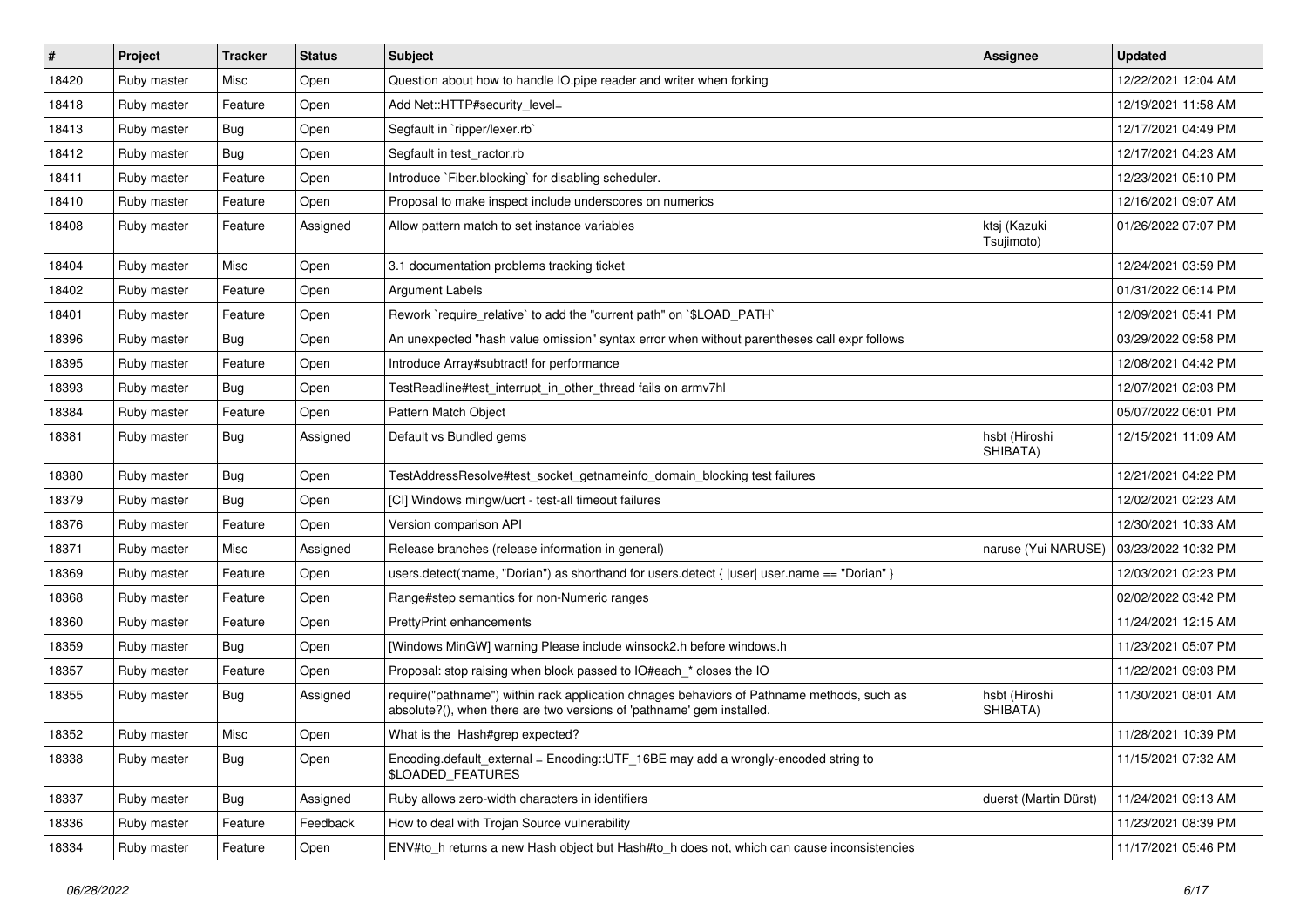| # | Project | Tracker | Status | Subject | Assignee | Updated |
|---|---|---|---|---|---|---|
| 18420 | Ruby master | Misc | Open | Question about how to handle IO.pipe reader and writer when forking | | 12/22/2021 12:04 AM |
| 18418 | Ruby master | Feature | Open | Add Net::HTTP#security_level= | | 12/19/2021 11:58 AM |
| 18413 | Ruby master | Bug | Open | Segfault in `ripper/lexer.rb` | | 12/17/2021 04:49 PM |
| 18412 | Ruby master | Bug | Open | Segfault in test_ractor.rb | | 12/17/2021 04:23 AM |
| 18411 | Ruby master | Feature | Open | Introduce `Fiber.blocking` for disabling scheduler. | | 12/23/2021 05:10 PM |
| 18410 | Ruby master | Feature | Open | Proposal to make inspect include underscores on numerics | | 12/16/2021 09:07 AM |
| 18408 | Ruby master | Feature | Assigned | Allow pattern match to set instance variables | ktsj (Kazuki Tsujimoto) | 01/26/2022 07:07 PM |
| 18404 | Ruby master | Misc | Open | 3.1 documentation problems tracking ticket | | 12/24/2021 03:59 PM |
| 18402 | Ruby master | Feature | Open | Argument Labels | | 01/31/2022 06:14 PM |
| 18401 | Ruby master | Feature | Open | Rework `require_relative` to add the "current path" on `$LOAD_PATH` | | 12/09/2021 05:41 PM |
| 18396 | Ruby master | Bug | Open | An unexpected "hash value omission" syntax error when without parentheses call expr follows | | 03/29/2022 09:58 PM |
| 18395 | Ruby master | Feature | Open | Introduce Array#subtract! for performance | | 12/08/2021 04:42 PM |
| 18393 | Ruby master | Bug | Open | TestReadline#test_interrupt_in_other_thread fails on armv7hl | | 12/07/2021 02:03 PM |
| 18384 | Ruby master | Feature | Open | Pattern Match Object | | 05/07/2022 06:01 PM |
| 18381 | Ruby master | Bug | Assigned | Default vs Bundled gems | hsbt (Hiroshi SHIBATA) | 12/15/2021 11:09 AM |
| 18380 | Ruby master | Bug | Open | TestAddressResolve#test_socket_getnameinfo_domain_blocking test failures | | 12/21/2021 04:22 PM |
| 18379 | Ruby master | Bug | Open | [CI] Windows mingw/ucrt - test-all timeout failures | | 12/02/2021 02:23 AM |
| 18376 | Ruby master | Feature | Open | Version comparison API | | 12/30/2021 10:33 AM |
| 18371 | Ruby master | Misc | Assigned | Release branches (release information in general) | naruse (Yui NARUSE) | 03/23/2022 10:32 PM |
| 18369 | Ruby master | Feature | Open | users.detect(:name, "Dorian") as shorthand for users.detect { \|user\| user.name == "Dorian" } | | 12/03/2021 02:23 PM |
| 18368 | Ruby master | Feature | Open | Range#step semantics for non-Numeric ranges | | 02/02/2022 03:42 PM |
| 18360 | Ruby master | Feature | Open | PrettyPrint enhancements | | 11/24/2021 12:15 AM |
| 18359 | Ruby master | Bug | Open | [Windows MinGW] warning Please include winsock2.h before windows.h | | 11/23/2021 05:07 PM |
| 18357 | Ruby master | Feature | Open | Proposal: stop raising when block passed to IO#each_* closes the IO | | 11/22/2021 09:03 PM |
| 18355 | Ruby master | Bug | Assigned | require("pathname") within rack application chnages behaviors of Pathname methods, such as absolute?(), when there are two versions of 'pathname' gem installed. | hsbt (Hiroshi SHIBATA) | 11/30/2021 08:01 AM |
| 18352 | Ruby master | Misc | Open | What is the Hash#grep expected? | | 11/28/2021 10:39 PM |
| 18338 | Ruby master | Bug | Open | Encoding.default_external = Encoding::UTF_16BE may add a wrongly-encoded string to $LOADED_FEATURES | | 11/15/2021 07:32 AM |
| 18337 | Ruby master | Bug | Assigned | Ruby allows zero-width characters in identifiers | duerst (Martin Dürst) | 11/24/2021 09:13 AM |
| 18336 | Ruby master | Feature | Feedback | How to deal with Trojan Source vulnerability | | 11/23/2021 08:39 PM |
| 18334 | Ruby master | Feature | Open | ENV#to_h returns a new Hash object but Hash#to_h does not, which can cause inconsistencies | | 11/17/2021 05:46 PM |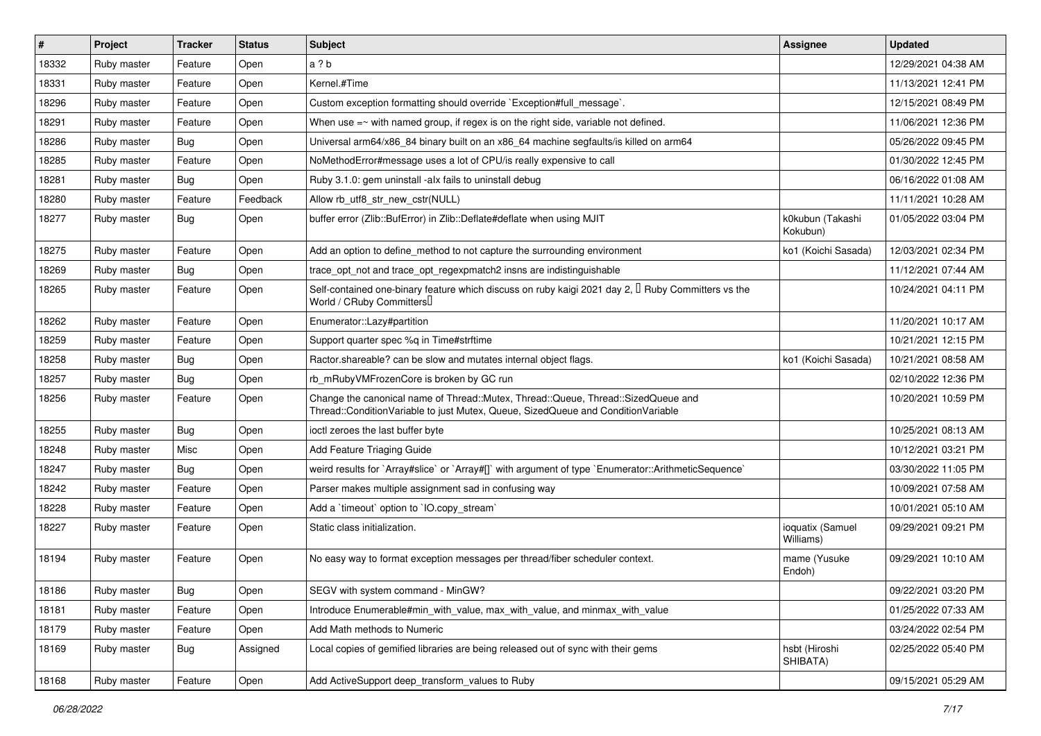| # | Project | Tracker | Status | Subject | Assignee | Updated |
|---|---|---|---|---|---|---|
| 18332 | Ruby master | Feature | Open | a ? b | | 12/29/2021 04:38 AM |
| 18331 | Ruby master | Feature | Open | Kernel.#Time | | 11/13/2021 12:41 PM |
| 18296 | Ruby master | Feature | Open | Custom exception formatting should override `Exception#full_message`. | | 12/15/2021 08:49 PM |
| 18291 | Ruby master | Feature | Open | When use =~ with named group, if regex is on the right side, variable not defined. | | 11/06/2021 12:36 PM |
| 18286 | Ruby master | Bug | Open | Universal arm64/x86_84 binary built on an x86_64 machine segfaults/is killed on arm64 | | 05/26/2022 09:45 PM |
| 18285 | Ruby master | Feature | Open | NoMethodError#message uses a lot of CPU/is really expensive to call | | 01/30/2022 12:45 PM |
| 18281 | Ruby master | Bug | Open | Ruby 3.1.0: gem uninstall -alx fails to uninstall debug | | 06/16/2022 01:08 AM |
| 18280 | Ruby master | Feature | Feedback | Allow rb_utf8_str_new_cstr(NULL) | | 11/11/2021 10:28 AM |
| 18277 | Ruby master | Bug | Open | buffer error (Zlib::BufError) in Zlib::Deflate#deflate when using MJIT | k0kubun (Takashi Kokubun) | 01/05/2022 03:04 PM |
| 18275 | Ruby master | Feature | Open | Add an option to define_method to not capture the surrounding environment | ko1 (Koichi Sasada) | 12/03/2021 02:34 PM |
| 18269 | Ruby master | Bug | Open | trace_opt_not and trace_opt_regexpmatch2 insns are indistinguishable | | 11/12/2021 07:44 AM |
| 18265 | Ruby master | Feature | Open | Self-contained one-binary feature which discuss on ruby kaigi 2021 day 2, 「Ruby Committers vs the World / CRuby Committers」 | | 10/24/2021 04:11 PM |
| 18262 | Ruby master | Feature | Open | Enumerator::Lazy#partition | | 11/20/2021 10:17 AM |
| 18259 | Ruby master | Feature | Open | Support quarter spec %q in Time#strftime | | 10/21/2021 12:15 PM |
| 18258 | Ruby master | Bug | Open | Ractor.shareable? can be slow and mutates internal object flags. | ko1 (Koichi Sasada) | 10/21/2021 08:58 AM |
| 18257 | Ruby master | Bug | Open | rb_mRubyVMFrozenCore is broken by GC run | | 02/10/2022 12:36 PM |
| 18256 | Ruby master | Feature | Open | Change the canonical name of Thread::Mutex, Thread::Queue, Thread::SizedQueue and Thread::ConditionVariable to just Mutex, Queue, SizedQueue and ConditionVariable | | 10/20/2021 10:59 PM |
| 18255 | Ruby master | Bug | Open | ioctl zeroes the last buffer byte | | 10/25/2021 08:13 AM |
| 18248 | Ruby master | Misc | Open | Add Feature Triaging Guide | | 10/12/2021 03:21 PM |
| 18247 | Ruby master | Bug | Open | weird results for `Array#slice` or `Array#[]` with argument of type `Enumerator::ArithmeticSequence` | | 03/30/2022 11:05 PM |
| 18242 | Ruby master | Feature | Open | Parser makes multiple assignment sad in confusing way | | 10/09/2021 07:58 AM |
| 18228 | Ruby master | Feature | Open | Add a `timeout` option to `IO.copy_stream` | | 10/01/2021 05:10 AM |
| 18227 | Ruby master | Feature | Open | Static class initialization. | ioquatix (Samuel Williams) | 09/29/2021 09:21 PM |
| 18194 | Ruby master | Feature | Open | No easy way to format exception messages per thread/fiber scheduler context. | mame (Yusuke Endoh) | 09/29/2021 10:10 AM |
| 18186 | Ruby master | Bug | Open | SEGV with system command - MinGW? | | 09/22/2021 03:20 PM |
| 18181 | Ruby master | Feature | Open | Introduce Enumerable#min_with_value, max_with_value, and minmax_with_value | | 01/25/2022 07:33 AM |
| 18179 | Ruby master | Feature | Open | Add Math methods to Numeric | | 03/24/2022 02:54 PM |
| 18169 | Ruby master | Bug | Assigned | Local copies of gemified libraries are being released out of sync with their gems | hsbt (Hiroshi SHIBATA) | 02/25/2022 05:40 PM |
| 18168 | Ruby master | Feature | Open | Add ActiveSupport deep_transform_values to Ruby | | 09/15/2021 05:29 AM |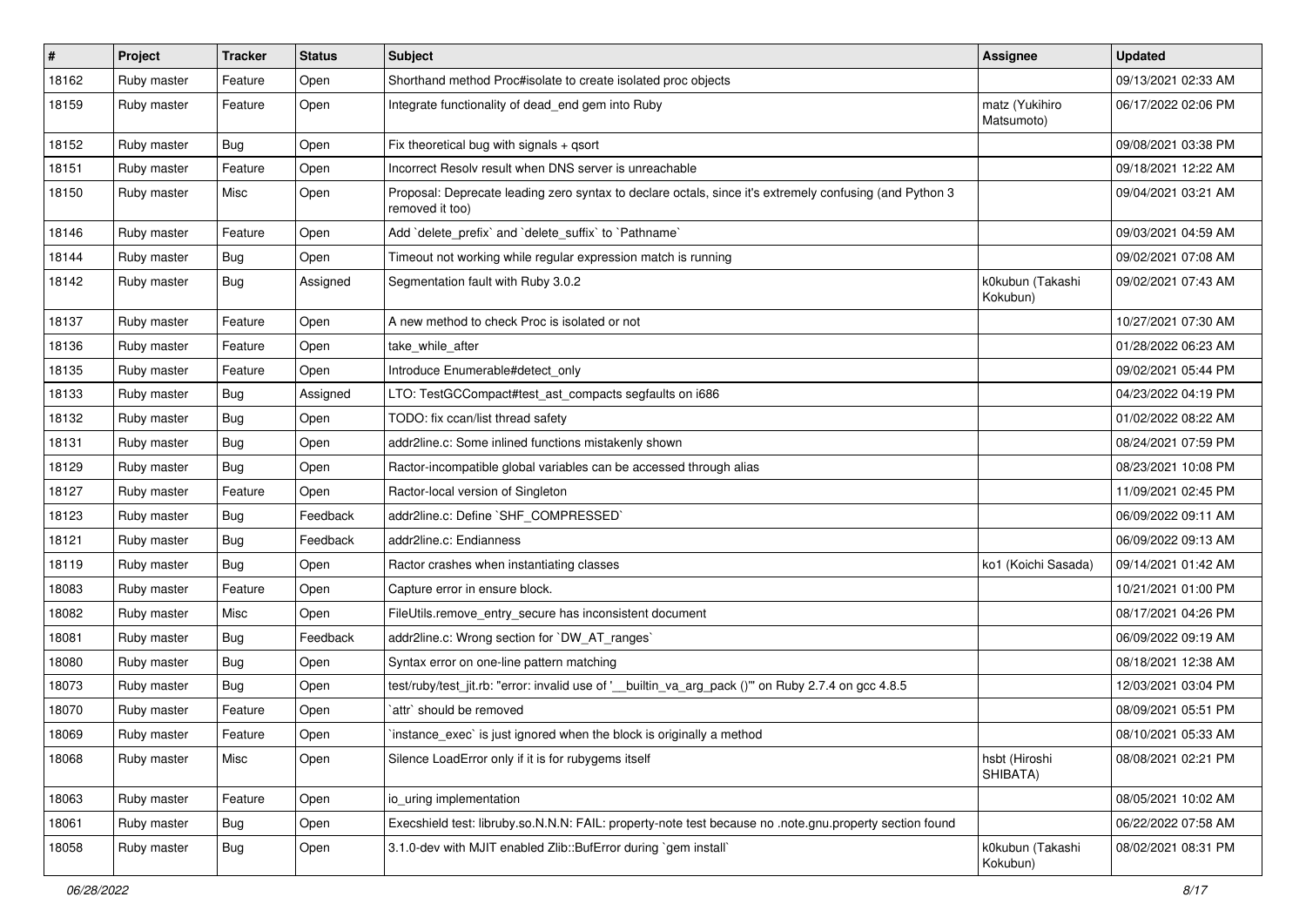| # | Project | Tracker | Status | Subject | Assignee | Updated |
|---|---|---|---|---|---|---|
| 18162 | Ruby master | Feature | Open | Shorthand method Proc#isolate to create isolated proc objects | | 09/13/2021 02:33 AM |
| 18159 | Ruby master | Feature | Open | Integrate functionality of dead_end gem into Ruby | matz (Yukihiro Matsumoto) | 06/17/2022 02:06 PM |
| 18152 | Ruby master | Bug | Open | Fix theoretical bug with signals + qsort | | 09/08/2021 03:38 PM |
| 18151 | Ruby master | Feature | Open | Incorrect Resolv result when DNS server is unreachable | | 09/18/2021 12:22 AM |
| 18150 | Ruby master | Misc | Open | Proposal: Deprecate leading zero syntax to declare octals, since it's extremely confusing (and Python 3 removed it too) | | 09/04/2021 03:21 AM |
| 18146 | Ruby master | Feature | Open | Add `delete_prefix` and `delete_suffix` to `Pathname` | | 09/03/2021 04:59 AM |
| 18144 | Ruby master | Bug | Open | Timeout not working while regular expression match is running | | 09/02/2021 07:08 AM |
| 18142 | Ruby master | Bug | Assigned | Segmentation fault with Ruby 3.0.2 | k0kubun (Takashi Kokubun) | 09/02/2021 07:43 AM |
| 18137 | Ruby master | Feature | Open | A new method to check Proc is isolated or not | | 10/27/2021 07:30 AM |
| 18136 | Ruby master | Feature | Open | take_while_after | | 01/28/2022 06:23 AM |
| 18135 | Ruby master | Feature | Open | Introduce Enumerable#detect_only | | 09/02/2021 05:44 PM |
| 18133 | Ruby master | Bug | Assigned | LTO: TestGCCompact#test_ast_compacts segfaults on i686 | | 04/23/2022 04:19 PM |
| 18132 | Ruby master | Bug | Open | TODO: fix ccan/list thread safety | | 01/02/2022 08:22 AM |
| 18131 | Ruby master | Bug | Open | addr2line.c: Some inlined functions mistakenly shown | | 08/24/2021 07:59 PM |
| 18129 | Ruby master | Bug | Open | Ractor-incompatible global variables can be accessed through alias | | 08/23/2021 10:08 PM |
| 18127 | Ruby master | Feature | Open | Ractor-local version of Singleton | | 11/09/2021 02:45 PM |
| 18123 | Ruby master | Bug | Feedback | addr2line.c: Define `SHF_COMPRESSED` | | 06/09/2022 09:11 AM |
| 18121 | Ruby master | Bug | Feedback | addr2line.c: Endianness | | 06/09/2022 09:13 AM |
| 18119 | Ruby master | Bug | Open | Ractor crashes when instantiating classes | ko1 (Koichi Sasada) | 09/14/2021 01:42 AM |
| 18083 | Ruby master | Feature | Open | Capture error in ensure block. | | 10/21/2021 01:00 PM |
| 18082 | Ruby master | Misc | Open | FileUtils.remove_entry_secure has inconsistent document | | 08/17/2021 04:26 PM |
| 18081 | Ruby master | Bug | Feedback | addr2line.c: Wrong section for `DW_AT_ranges` | | 06/09/2022 09:19 AM |
| 18080 | Ruby master | Bug | Open | Syntax error on one-line pattern matching | | 08/18/2021 12:38 AM |
| 18073 | Ruby master | Bug | Open | test/ruby/test_jit.rb: "error: invalid use of '__builtin_va_arg_pack ()'" on Ruby 2.7.4 on gcc 4.8.5 | | 12/03/2021 03:04 PM |
| 18070 | Ruby master | Feature | Open | `attr` should be removed | | 08/09/2021 05:51 PM |
| 18069 | Ruby master | Feature | Open | `instance_exec` is just ignored when the block is originally a method | | 08/10/2021 05:33 AM |
| 18068 | Ruby master | Misc | Open | Silence LoadError only if it is for rubygems itself | hsbt (Hiroshi SHIBATA) | 08/08/2021 02:21 PM |
| 18063 | Ruby master | Feature | Open | io_uring implementation | | 08/05/2021 10:02 AM |
| 18061 | Ruby master | Bug | Open | Execshield test: libruby.so.N.N.N: FAIL: property-note test because no .note.gnu.property section found | | 06/22/2022 07:58 AM |
| 18058 | Ruby master | Bug | Open | 3.1.0-dev with MJIT enabled Zlib::BufError during `gem install` | k0kubun (Takashi Kokubun) | 08/02/2021 08:31 PM |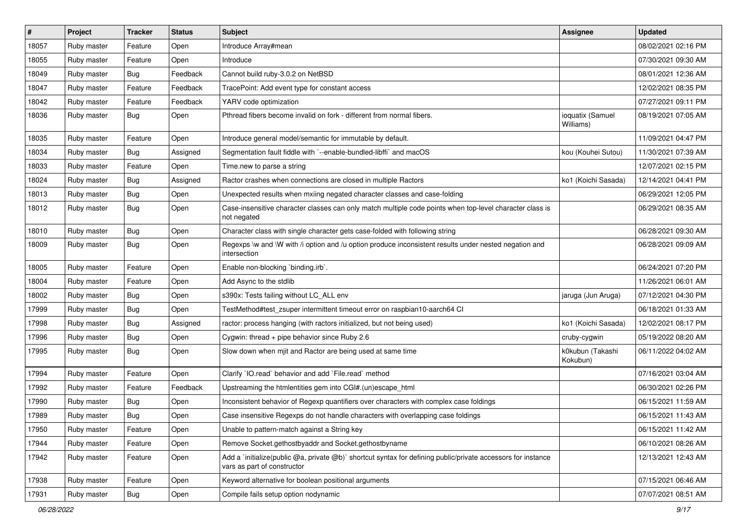| # | Project | Tracker | Status | Subject | Assignee | Updated |
|---|---|---|---|---|---|---|
| 18057 | Ruby master | Feature | Open | Introduce Array#mean | | 08/02/2021 02:16 PM |
| 18055 | Ruby master | Feature | Open | Introduce | | 07/30/2021 09:30 AM |
| 18049 | Ruby master | Bug | Feedback | Cannot build ruby-3.0.2 on NetBSD | | 08/01/2021 12:36 AM |
| 18047 | Ruby master | Feature | Feedback | TracePoint: Add event type for constant access | | 12/02/2021 08:35 PM |
| 18042 | Ruby master | Feature | Feedback | YARV code optimization | | 07/27/2021 09:11 PM |
| 18036 | Ruby master | Bug | Open | Pthread fibers become invalid on fork - different from normal fibers. | ioquatix (Samuel Williams) | 08/19/2021 07:05 AM |
| 18035 | Ruby master | Feature | Open | Introduce general model/semantic for immutable by default. | | 11/09/2021 04:47 PM |
| 18034 | Ruby master | Bug | Assigned | Segmentation fault fiddle with `--enable-bundled-libffi` and macOS | kou (Kouhei Sutou) | 11/30/2021 07:39 AM |
| 18033 | Ruby master | Feature | Open | Time.new to parse a string | | 12/07/2021 02:15 PM |
| 18024 | Ruby master | Bug | Assigned | Ractor crashes when connections are closed in multiple Ractors | ko1 (Koichi Sasada) | 12/14/2021 04:41 PM |
| 18013 | Ruby master | Bug | Open | Unexpected results when mxiing negated character classes and case-folding | | 06/29/2021 12:05 PM |
| 18012 | Ruby master | Bug | Open | Case-insensitive character classes can only match multiple code points when top-level character class is not negated | | 06/29/2021 08:35 AM |
| 18010 | Ruby master | Bug | Open | Character class with single character gets case-folded with following string | | 06/28/2021 09:30 AM |
| 18009 | Ruby master | Bug | Open | Regexps \w and \W with /i option and /u option produce inconsistent results under nested negation and intersection | | 06/28/2021 09:09 AM |
| 18005 | Ruby master | Feature | Open | Enable non-blocking `binding.irb`. | | 06/24/2021 07:20 PM |
| 18004 | Ruby master | Feature | Open | Add Async to the stdlib | | 11/26/2021 06:01 AM |
| 18002 | Ruby master | Bug | Open | s390x: Tests failing without LC_ALL env | jaruga (Jun Aruga) | 07/12/2021 04:30 PM |
| 17999 | Ruby master | Bug | Open | TestMethod#test_zsuper intermittent timeout error on raspbian10-aarch64 CI | | 06/18/2021 01:33 AM |
| 17998 | Ruby master | Bug | Assigned | ractor: process hanging (with ractors initialized, but not being used) | ko1 (Koichi Sasada) | 12/02/2021 08:17 PM |
| 17996 | Ruby master | Bug | Open | Cygwin: thread + pipe behavior since Ruby 2.6 | cruby-cygwin | 05/19/2022 08:20 AM |
| 17995 | Ruby master | Bug | Open | Slow down when mjit and Ractor are being used at same time | k0kubun (Takashi Kokubun) | 06/11/2022 04:02 AM |
| 17994 | Ruby master | Feature | Open | Clarify `IO.read` behavior and add `File.read` method | | 07/16/2021 03:04 AM |
| 17992 | Ruby master | Feature | Feedback | Upstreaming the htmlentities gem into CGI#.(un)escape_html | | 06/30/2021 02:26 PM |
| 17990 | Ruby master | Bug | Open | Inconsistent behavior of Regexp quantifiers over characters with complex case foldings | | 06/15/2021 11:59 AM |
| 17989 | Ruby master | Bug | Open | Case insensitive Regexps do not handle characters with overlapping case foldings | | 06/15/2021 11:43 AM |
| 17950 | Ruby master | Feature | Open | Unable to pattern-match against a String key | | 06/15/2021 11:42 AM |
| 17944 | Ruby master | Feature | Open | Remove Socket.gethostbyaddr and Socket.gethostbyname | | 06/10/2021 08:26 AM |
| 17942 | Ruby master | Feature | Open | Add a `initialize(public @a, private @b)` shortcut syntax for defining public/private accessors for instance vars as part of constructor | | 12/13/2021 12:43 AM |
| 17938 | Ruby master | Feature | Open | Keyword alternative for boolean positional arguments | | 07/15/2021 06:46 AM |
| 17931 | Ruby master | Bug | Open | Compile fails setup option nodynamic | | 07/07/2021 08:51 AM |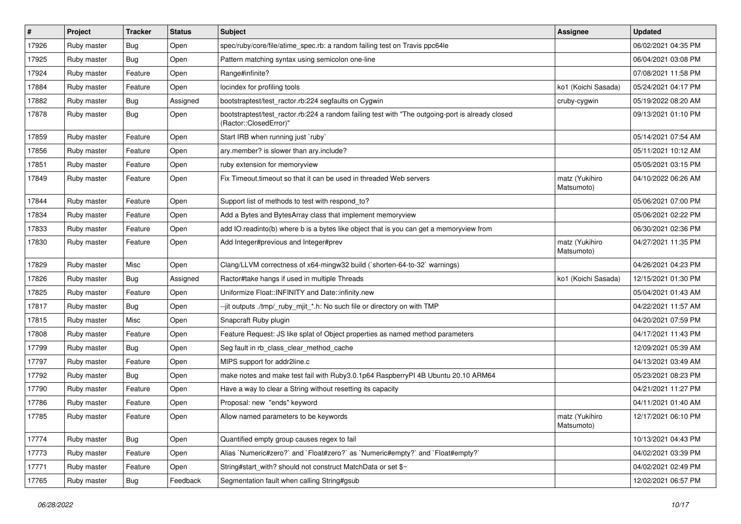| # | Project | Tracker | Status | Subject | Assignee | Updated |
|---|---|---|---|---|---|---|
| 17926 | Ruby master | Bug | Open | spec/ruby/core/file/atime_spec.rb: a random failing test on Travis ppc64le | | 06/02/2021 04:35 PM |
| 17925 | Ruby master | Bug | Open | Pattern matching syntax using semicolon one-line | | 06/04/2021 03:08 PM |
| 17924 | Ruby master | Feature | Open | Range#infinite? | | 07/08/2021 11:58 PM |
| 17884 | Ruby master | Feature | Open | locindex for profiling tools | ko1 (Koichi Sasada) | 05/24/2021 04:17 PM |
| 17882 | Ruby master | Bug | Assigned | bootstraptest/test_ractor.rb:224 segfaults on Cygwin | cruby-cygwin | 05/19/2022 08:20 AM |
| 17878 | Ruby master | Bug | Open | bootstraptest/test_ractor.rb:224 a random failing test with "The outgoing-port is already closed (Ractor::ClosedError)" | | 09/13/2021 01:10 PM |
| 17859 | Ruby master | Feature | Open | Start IRB when running just `ruby` | | 05/14/2021 07:54 AM |
| 17856 | Ruby master | Feature | Open | ary.member? is slower than ary.include? | | 05/11/2021 10:12 AM |
| 17851 | Ruby master | Feature | Open | ruby extension for memoryview | | 05/05/2021 03:15 PM |
| 17849 | Ruby master | Feature | Open | Fix Timeout.timeout so that it can be used in threaded Web servers | matz (Yukihiro Matsumoto) | 04/10/2022 06:26 AM |
| 17844 | Ruby master | Feature | Open | Support list of methods to test with respond_to? | | 05/06/2021 07:00 PM |
| 17834 | Ruby master | Feature | Open | Add a Bytes and BytesArray class that implement memoryview | | 05/06/2021 02:22 PM |
| 17833 | Ruby master | Feature | Open | add IO.readinto(b) where b is a bytes like object that is you can get a memoryview from | | 06/30/2021 02:36 PM |
| 17830 | Ruby master | Feature | Open | Add Integer#previous and Integer#prev | matz (Yukihiro Matsumoto) | 04/27/2021 11:35 PM |
| 17829 | Ruby master | Misc | Open | Clang/LLVM correctness of x64-mingw32 build (`shorten-64-to-32` warnings) | | 04/26/2021 04:23 PM |
| 17826 | Ruby master | Bug | Assigned | Ractor#take hangs if used in multiple Threads | ko1 (Koichi Sasada) | 12/15/2021 01:30 PM |
| 17825 | Ruby master | Feature | Open | Uniformize Float::INFINITY and Date::infinity.new | | 05/04/2021 01:43 AM |
| 17817 | Ruby master | Bug | Open | --jit outputs ./tmp/_ruby_mjit_*.h: No such file or directory on with TMP | | 04/22/2021 11:57 AM |
| 17815 | Ruby master | Misc | Open | Snapcraft Ruby plugin | | 04/20/2021 07:59 PM |
| 17808 | Ruby master | Feature | Open | Feature Request: JS like splat of Object properties as named method parameters | | 04/17/2021 11:43 PM |
| 17799 | Ruby master | Bug | Open | Seg fault in rb_class_clear_method_cache | | 12/09/2021 05:39 AM |
| 17797 | Ruby master | Feature | Open | MIPS support for addr2line.c | | 04/13/2021 03:49 AM |
| 17792 | Ruby master | Bug | Open | make notes and make test fail with Ruby3.0.1p64 RaspberryPI 4B Ubuntu 20.10 ARM64 | | 05/23/2021 08:23 PM |
| 17790 | Ruby master | Feature | Open | Have a way to clear a String without resetting its capacity | | 04/21/2021 11:27 PM |
| 17786 | Ruby master | Feature | Open | Proposal: new "ends" keyword | | 04/11/2021 01:40 AM |
| 17785 | Ruby master | Feature | Open | Allow named parameters to be keywords | matz (Yukihiro Matsumoto) | 12/17/2021 06:10 PM |
| 17774 | Ruby master | Bug | Open | Quantified empty group causes regex to fail | | 10/13/2021 04:43 PM |
| 17773 | Ruby master | Feature | Open | Alias `Numeric#zero?` and `Float#zero?` as `Numeric#empty?` and `Float#empty?` | | 04/02/2021 03:39 PM |
| 17771 | Ruby master | Feature | Open | String#start_with? should not construct MatchData or set $~ | | 04/02/2021 02:49 PM |
| 17765 | Ruby master | Bug | Feedback | Segmentation fault when calling String#gsub | | 12/02/2021 06:57 PM |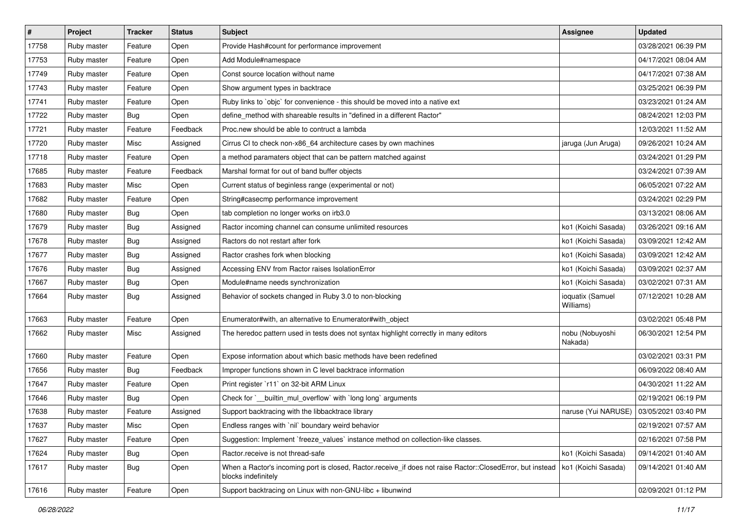| # | Project | Tracker | Status | Subject | Assignee | Updated |
|---|---|---|---|---|---|---|
| 17758 | Ruby master | Feature | Open | Provide Hash#count for performance improvement | | 03/28/2021 06:39 PM |
| 17753 | Ruby master | Feature | Open | Add Module#namespace | | 04/17/2021 08:04 AM |
| 17749 | Ruby master | Feature | Open | Const source location without name | | 04/17/2021 07:38 AM |
| 17743 | Ruby master | Feature | Open | Show argument types in backtrace | | 03/25/2021 06:39 PM |
| 17741 | Ruby master | Feature | Open | Ruby links to `objc` for convenience - this should be moved into a native ext | | 03/23/2021 01:24 AM |
| 17722 | Ruby master | Bug | Open | define_method with shareable results in "defined in a different Ractor" | | 08/24/2021 12:03 PM |
| 17721 | Ruby master | Feature | Feedback | Proc.new should be able to contruct a lambda | | 12/03/2021 11:52 AM |
| 17720 | Ruby master | Misc | Assigned | Cirrus CI to check non-x86_64 architecture cases by own machines | jaruga (Jun Aruga) | 09/26/2021 10:24 AM |
| 17718 | Ruby master | Feature | Open | a method paramaters object that can be pattern matched against | | 03/24/2021 01:29 PM |
| 17685 | Ruby master | Feature | Feedback | Marshal format for out of band buffer objects | | 03/24/2021 07:39 AM |
| 17683 | Ruby master | Misc | Open | Current status of beginless range (experimental or not) | | 06/05/2021 07:22 AM |
| 17682 | Ruby master | Feature | Open | String#casecmp performance improvement | | 03/24/2021 02:29 PM |
| 17680 | Ruby master | Bug | Open | tab completion no longer works on irb3.0 | | 03/13/2021 08:06 AM |
| 17679 | Ruby master | Bug | Assigned | Ractor incoming channel can consume unlimited resources | ko1 (Koichi Sasada) | 03/26/2021 09:16 AM |
| 17678 | Ruby master | Bug | Assigned | Ractors do not restart after fork | ko1 (Koichi Sasada) | 03/09/2021 12:42 AM |
| 17677 | Ruby master | Bug | Assigned | Ractor crashes fork when blocking | ko1 (Koichi Sasada) | 03/09/2021 12:42 AM |
| 17676 | Ruby master | Bug | Assigned | Accessing ENV from Ractor raises IsolationError | ko1 (Koichi Sasada) | 03/09/2021 02:37 AM |
| 17667 | Ruby master | Bug | Open | Module#name needs synchronization | ko1 (Koichi Sasada) | 03/02/2021 07:31 AM |
| 17664 | Ruby master | Bug | Assigned | Behavior of sockets changed in Ruby 3.0 to non-blocking | ioquatix (Samuel Williams) | 07/12/2021 10:28 AM |
| 17663 | Ruby master | Feature | Open | Enumerator#with, an alternative to Enumerator#with_object | | 03/02/2021 05:48 PM |
| 17662 | Ruby master | Misc | Assigned | The heredoc pattern used in tests does not syntax highlight correctly in many editors | nobu (Nobuyoshi Nakada) | 06/30/2021 12:54 PM |
| 17660 | Ruby master | Feature | Open | Expose information about which basic methods have been redefined | | 03/02/2021 03:31 PM |
| 17656 | Ruby master | Bug | Feedback | Improper functions shown in C level backtrace information | | 06/09/2022 08:40 AM |
| 17647 | Ruby master | Feature | Open | Print register `r11` on 32-bit ARM Linux | | 04/30/2021 11:22 AM |
| 17646 | Ruby master | Bug | Open | Check for `__builtin_mul_overflow` with `long long` arguments | | 02/19/2021 06:19 PM |
| 17638 | Ruby master | Feature | Assigned | Support backtracing with the libbacktrace library | naruse (Yui NARUSE) | 03/05/2021 03:40 PM |
| 17637 | Ruby master | Misc | Open | Endless ranges with `nil` boundary weird behavior | | 02/19/2021 07:57 AM |
| 17627 | Ruby master | Feature | Open | Suggestion: Implement `freeze_values` instance method on collection-like classes. | | 02/16/2021 07:58 PM |
| 17624 | Ruby master | Bug | Open | Ractor.receive is not thread-safe | ko1 (Koichi Sasada) | 09/14/2021 01:40 AM |
| 17617 | Ruby master | Bug | Open | When a Ractor's incoming port is closed, Ractor.receive_if does not raise Ractor::ClosedError, but instead blocks indefinitely | ko1 (Koichi Sasada) | 09/14/2021 01:40 AM |
| 17616 | Ruby master | Feature | Open | Support backtracing on Linux with non-GNU-libc + libunwind | | 02/09/2021 01:12 PM |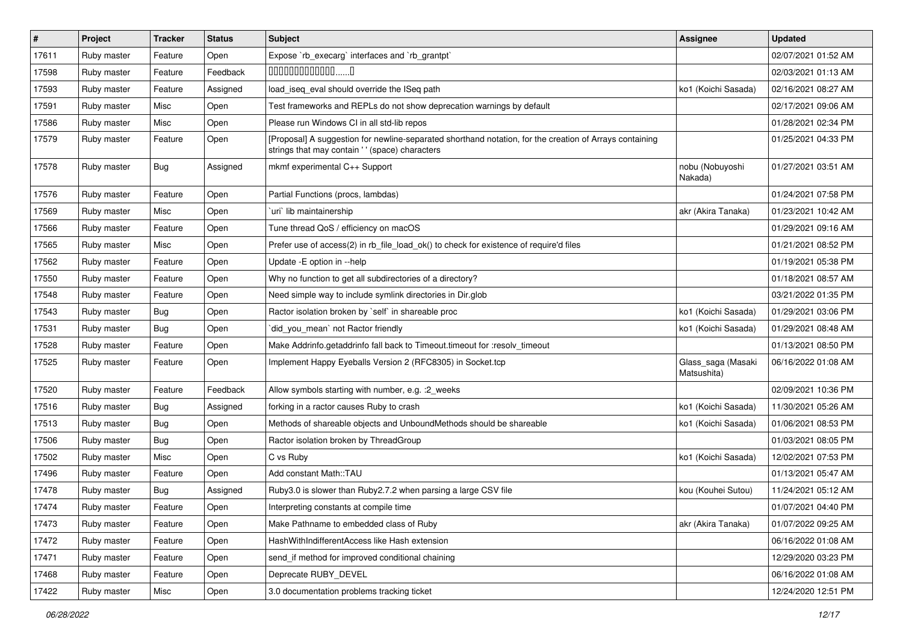| # | Project | Tracker | Status | Subject | Assignee | Updated |
|---|---|---|---|---|---|---|
| 17611 | Ruby master | Feature | Open | Expose `rb_execarg` interfaces and `rb_grantpt` | | 02/07/2021 01:52 AM |
| 17598 | Ruby master | Feature | Feedback | 0000000000000......0 | | 02/03/2021 01:13 AM |
| 17593 | Ruby master | Feature | Assigned | load_iseq_eval should override the ISeq path | ko1 (Koichi Sasada) | 02/16/2021 08:27 AM |
| 17591 | Ruby master | Misc | Open | Test frameworks and REPLs do not show deprecation warnings by default | | 02/17/2021 09:06 AM |
| 17586 | Ruby master | Misc | Open | Please run Windows CI in all std-lib repos | | 01/28/2021 02:34 PM |
| 17579 | Ruby master | Feature | Open | [Proposal] A suggestion for newline-separated shorthand notation, for the creation of Arrays containing strings that may contain ' ' (space) characters | | 01/25/2021 04:33 PM |
| 17578 | Ruby master | Bug | Assigned | mkmf experimental C++ Support | nobu (Nobuyoshi Nakada) | 01/27/2021 03:51 AM |
| 17576 | Ruby master | Feature | Open | Partial Functions (procs, lambdas) | | 01/24/2021 07:58 PM |
| 17569 | Ruby master | Misc | Open | `uri` lib maintainership | akr (Akira Tanaka) | 01/23/2021 10:42 AM |
| 17566 | Ruby master | Feature | Open | Tune thread QoS / efficiency on macOS | | 01/29/2021 09:16 AM |
| 17565 | Ruby master | Misc | Open | Prefer use of access(2) in rb_file_load_ok() to check for existence of require'd files | | 01/21/2021 08:52 PM |
| 17562 | Ruby master | Feature | Open | Update -E option in --help | | 01/19/2021 05:38 PM |
| 17550 | Ruby master | Feature | Open | Why no function to get all subdirectories of a directory? | | 01/18/2021 08:57 AM |
| 17548 | Ruby master | Feature | Open | Need simple way to include symlink directories in Dir.glob | | 03/21/2022 01:35 PM |
| 17543 | Ruby master | Bug | Open | Ractor isolation broken by `self` in shareable proc | ko1 (Koichi Sasada) | 01/29/2021 03:06 PM |
| 17531 | Ruby master | Bug | Open | `did_you_mean` not Ractor friendly | ko1 (Koichi Sasada) | 01/29/2021 08:48 AM |
| 17528 | Ruby master | Feature | Open | Make Addrinfo.getaddrinfo fall back to Timeout.timeout for :resolv_timeout | | 01/13/2021 08:50 PM |
| 17525 | Ruby master | Feature | Open | Implement Happy Eyeballs Version 2 (RFC8305) in Socket.tcp | Glass_saga (Masaki Matsushita) | 06/16/2022 01:08 AM |
| 17520 | Ruby master | Feature | Feedback | Allow symbols starting with number, e.g. :2_weeks | | 02/09/2021 10:36 PM |
| 17516 | Ruby master | Bug | Assigned | forking in a ractor causes Ruby to crash | ko1 (Koichi Sasada) | 11/30/2021 05:26 AM |
| 17513 | Ruby master | Bug | Open | Methods of shareable objects and UnboundMethods should be shareable | ko1 (Koichi Sasada) | 01/06/2021 08:53 PM |
| 17506 | Ruby master | Bug | Open | Ractor isolation broken by ThreadGroup | | 01/03/2021 08:05 PM |
| 17502 | Ruby master | Misc | Open | C vs Ruby | ko1 (Koichi Sasada) | 12/02/2021 07:53 PM |
| 17496 | Ruby master | Feature | Open | Add constant Math::TAU | | 01/13/2021 05:47 AM |
| 17478 | Ruby master | Bug | Assigned | Ruby3.0 is slower than Ruby2.7.2 when parsing a large CSV file | kou (Kouhei Sutou) | 11/24/2021 05:12 AM |
| 17474 | Ruby master | Feature | Open | Interpreting constants at compile time | | 01/07/2021 04:40 PM |
| 17473 | Ruby master | Feature | Open | Make Pathname to embedded class of Ruby | akr (Akira Tanaka) | 01/07/2022 09:25 AM |
| 17472 | Ruby master | Feature | Open | HashWithIndifferentAccess like Hash extension | | 06/16/2022 01:08 AM |
| 17471 | Ruby master | Feature | Open | send_if method for improved conditional chaining | | 12/29/2020 03:23 PM |
| 17468 | Ruby master | Feature | Open | Deprecate RUBY_DEVEL | | 06/16/2022 01:08 AM |
| 17422 | Ruby master | Misc | Open | 3.0 documentation problems tracking ticket | | 12/24/2020 12:51 PM |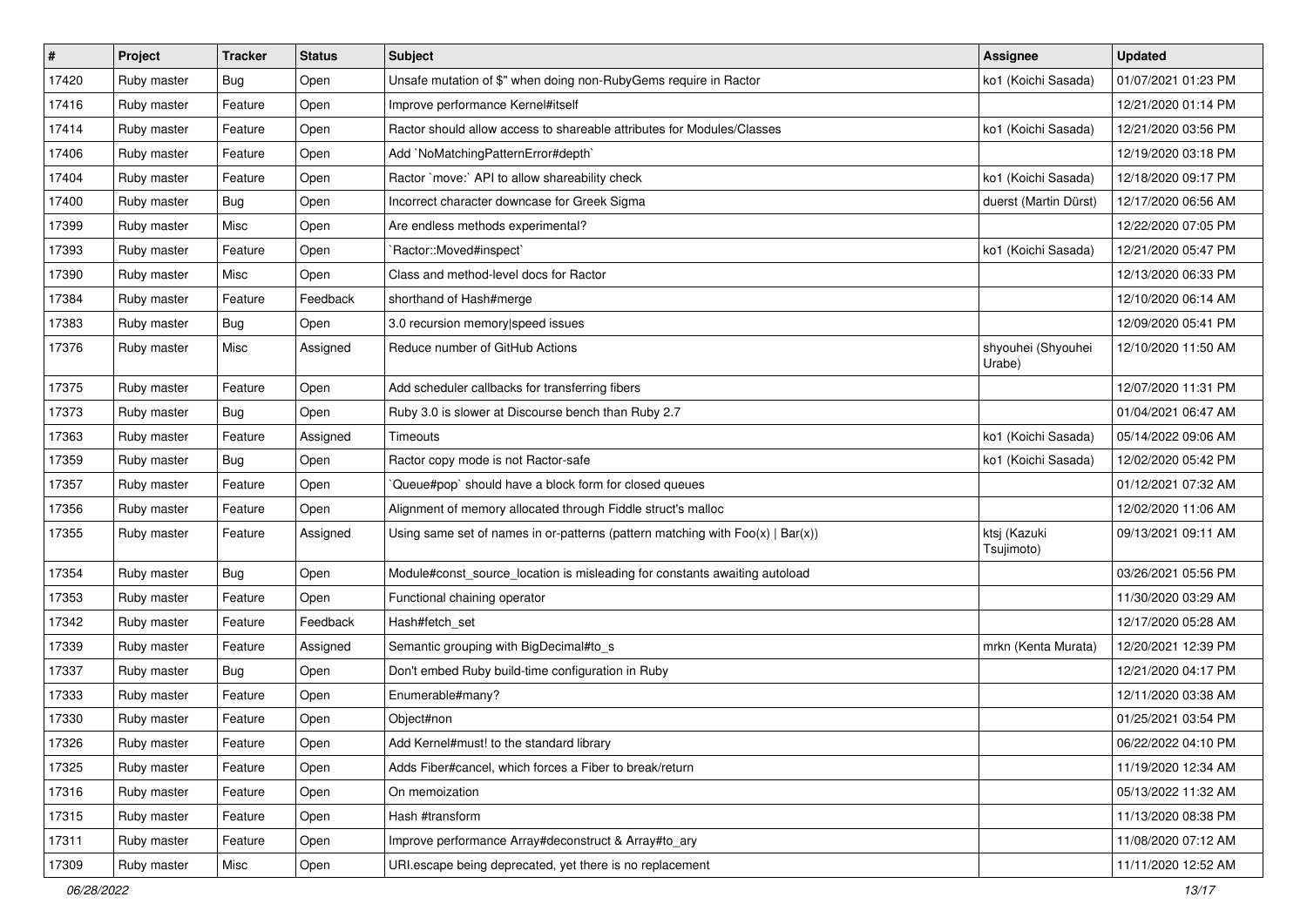| # | Project | Tracker | Status | Subject | Assignee | Updated |
|---|---|---|---|---|---|---|
| 17420 | Ruby master | Bug | Open | Unsafe mutation of $" when doing non-RubyGems require in Ractor | ko1 (Koichi Sasada) | 01/07/2021 01:23 PM |
| 17416 | Ruby master | Feature | Open | Improve performance Kernel#itself | | 12/21/2020 01:14 PM |
| 17414 | Ruby master | Feature | Open | Ractor should allow access to shareable attributes for Modules/Classes | ko1 (Koichi Sasada) | 12/21/2020 03:56 PM |
| 17406 | Ruby master | Feature | Open | Add `NoMatchingPatternError#depth` | | 12/19/2020 03:18 PM |
| 17404 | Ruby master | Feature | Open | Ractor `move:` API to allow shareability check | ko1 (Koichi Sasada) | 12/18/2020 09:17 PM |
| 17400 | Ruby master | Bug | Open | Incorrect character downcase for Greek Sigma | duerst (Martin Dürst) | 12/17/2020 06:56 AM |
| 17399 | Ruby master | Misc | Open | Are endless methods experimental? | | 12/22/2020 07:05 PM |
| 17393 | Ruby master | Feature | Open | `Ractor::Moved#inspect` | ko1 (Koichi Sasada) | 12/21/2020 05:47 PM |
| 17390 | Ruby master | Misc | Open | Class and method-level docs for Ractor | | 12/13/2020 06:33 PM |
| 17384 | Ruby master | Feature | Feedback | shorthand of Hash#merge | | 12/10/2020 06:14 AM |
| 17383 | Ruby master | Bug | Open | 3.0 recursion memory\|speed issues | | 12/09/2020 05:41 PM |
| 17376 | Ruby master | Misc | Assigned | Reduce number of GitHub Actions | shyouhei (Shyouhei Urabe) | 12/10/2020 11:50 AM |
| 17375 | Ruby master | Feature | Open | Add scheduler callbacks for transferring fibers | | 12/07/2020 11:31 PM |
| 17373 | Ruby master | Bug | Open | Ruby 3.0 is slower at Discourse bench than Ruby 2.7 | | 01/04/2021 06:47 AM |
| 17363 | Ruby master | Feature | Assigned | Timeouts | ko1 (Koichi Sasada) | 05/14/2022 09:06 AM |
| 17359 | Ruby master | Bug | Open | Ractor copy mode is not Ractor-safe | ko1 (Koichi Sasada) | 12/02/2020 05:42 PM |
| 17357 | Ruby master | Feature | Open | `Queue#pop` should have a block form for closed queues | | 01/12/2021 07:32 AM |
| 17356 | Ruby master | Feature | Open | Alignment of memory allocated through Fiddle struct's malloc | | 12/02/2020 11:06 AM |
| 17355 | Ruby master | Feature | Assigned | Using same set of names in or-patterns (pattern matching with Foo(x) \| Bar(x)) | ktsj (Kazuki Tsujimoto) | 09/13/2021 09:11 AM |
| 17354 | Ruby master | Bug | Open | Module#const_source_location is misleading for constants awaiting autoload | | 03/26/2021 05:56 PM |
| 17353 | Ruby master | Feature | Open | Functional chaining operator | | 11/30/2020 03:29 AM |
| 17342 | Ruby master | Feature | Feedback | Hash#fetch_set | | 12/17/2020 05:28 AM |
| 17339 | Ruby master | Feature | Assigned | Semantic grouping with BigDecimal#to_s | mrkn (Kenta Murata) | 12/20/2021 12:39 PM |
| 17337 | Ruby master | Bug | Open | Don't embed Ruby build-time configuration in Ruby | | 12/21/2020 04:17 PM |
| 17333 | Ruby master | Feature | Open | Enumerable#many? | | 12/11/2020 03:38 AM |
| 17330 | Ruby master | Feature | Open | Object#non | | 01/25/2021 03:54 PM |
| 17326 | Ruby master | Feature | Open | Add Kernel#must! to the standard library | | 06/22/2022 04:10 PM |
| 17325 | Ruby master | Feature | Open | Adds Fiber#cancel, which forces a Fiber to break/return | | 11/19/2020 12:34 AM |
| 17316 | Ruby master | Feature | Open | On memoization | | 05/13/2022 11:32 AM |
| 17315 | Ruby master | Feature | Open | Hash #transform | | 11/13/2020 08:38 PM |
| 17311 | Ruby master | Feature | Open | Improve performance Array#deconstruct & Array#to_ary | | 11/08/2020 07:12 AM |
| 17309 | Ruby master | Misc | Open | URI.escape being deprecated, yet there is no replacement | | 11/11/2020 12:52 AM |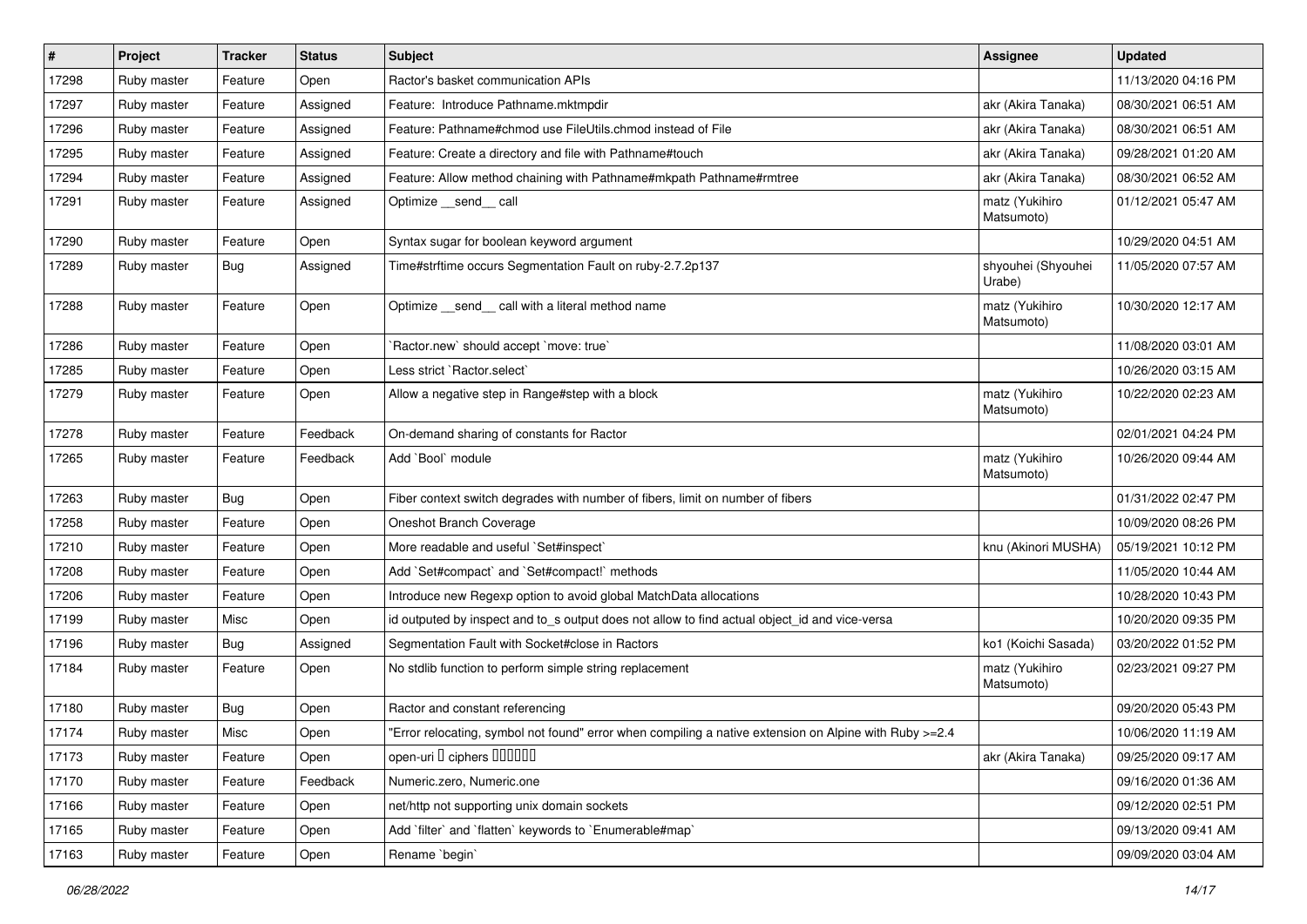| # | Project | Tracker | Status | Subject | Assignee | Updated |
|---|---|---|---|---|---|---|
| 17298 | Ruby master | Feature | Open | Ractor's basket communication APIs | | 11/13/2020 04:16 PM |
| 17297 | Ruby master | Feature | Assigned | Feature:  Introduce Pathname.mktmpdir | akr (Akira Tanaka) | 08/30/2021 06:51 AM |
| 17296 | Ruby master | Feature | Assigned | Feature: Pathname#chmod use FileUtils.chmod instead of File | akr (Akira Tanaka) | 08/30/2021 06:51 AM |
| 17295 | Ruby master | Feature | Assigned | Feature: Create a directory and file with Pathname#touch | akr (Akira Tanaka) | 09/28/2021 01:20 AM |
| 17294 | Ruby master | Feature | Assigned | Feature: Allow method chaining with Pathname#mkpath Pathname#rmtree | akr (Akira Tanaka) | 08/30/2021 06:52 AM |
| 17291 | Ruby master | Feature | Assigned | Optimize __send__ call | matz (Yukihiro Matsumoto) | 01/12/2021 05:47 AM |
| 17290 | Ruby master | Feature | Open | Syntax sugar for boolean keyword argument | | 10/29/2020 04:51 AM |
| 17289 | Ruby master | Bug | Assigned | Time#strftime occurs Segmentation Fault on ruby-2.7.2p137 | shyouhei (Shyouhei Urabe) | 11/05/2020 07:57 AM |
| 17288 | Ruby master | Feature | Open | Optimize __send__ call with a literal method name | matz (Yukihiro Matsumoto) | 10/30/2020 12:17 AM |
| 17286 | Ruby master | Feature | Open | `Ractor.new` should accept `move: true` | | 11/08/2020 03:01 AM |
| 17285 | Ruby master | Feature | Open | Less strict `Ractor.select` | | 10/26/2020 03:15 AM |
| 17279 | Ruby master | Feature | Open | Allow a negative step in Range#step with a block | matz (Yukihiro Matsumoto) | 10/22/2020 02:23 AM |
| 17278 | Ruby master | Feature | Feedback | On-demand sharing of constants for Ractor | | 02/01/2021 04:24 PM |
| 17265 | Ruby master | Feature | Feedback | Add `Bool` module | matz (Yukihiro Matsumoto) | 10/26/2020 09:44 AM |
| 17263 | Ruby master | Bug | Open | Fiber context switch degrades with number of fibers, limit on number of fibers | | 01/31/2022 02:47 PM |
| 17258 | Ruby master | Feature | Open | Oneshot Branch Coverage | | 10/09/2020 08:26 PM |
| 17210 | Ruby master | Feature | Open | More readable and useful `Set#inspect` | knu (Akinori MUSHA) | 05/19/2021 10:12 PM |
| 17208 | Ruby master | Feature | Open | Add `Set#compact` and `Set#compact!` methods | | 11/05/2020 10:44 AM |
| 17206 | Ruby master | Feature | Open | Introduce new Regexp option to avoid global MatchData allocations | | 10/28/2020 10:43 PM |
| 17199 | Ruby master | Misc | Open | id outputed by inspect and to_s output does not allow to find actual object_id and vice-versa | | 10/20/2020 09:35 PM |
| 17196 | Ruby master | Bug | Assigned | Segmentation Fault with Socket#close in Ractors | ko1 (Koichi Sasada) | 03/20/2022 01:52 PM |
| 17184 | Ruby master | Feature | Open | No stdlib function to perform simple string replacement | matz (Yukihiro Matsumoto) | 02/23/2021 09:27 PM |
| 17180 | Ruby master | Bug | Open | Ractor and constant referencing | | 09/20/2020 05:43 PM |
| 17174 | Ruby master | Misc | Open | "Error relocating, symbol not found" error when compiling a native extension on Alpine with Ruby >=2.4 | | 10/06/2020 11:19 AM |
| 17173 | Ruby master | Feature | Open | open-uri の ciphers 設定を可能にする | akr (Akira Tanaka) | 09/25/2020 09:17 AM |
| 17170 | Ruby master | Feature | Feedback | Numeric.zero, Numeric.one | | 09/16/2020 01:36 AM |
| 17166 | Ruby master | Feature | Open | net/http not supporting unix domain sockets | | 09/12/2020 02:51 PM |
| 17165 | Ruby master | Feature | Open | Add `filter` and `flatten` keywords to `Enumerable#map` | | 09/13/2020 09:41 AM |
| 17163 | Ruby master | Feature | Open | Rename `begin` | | 09/09/2020 03:04 AM |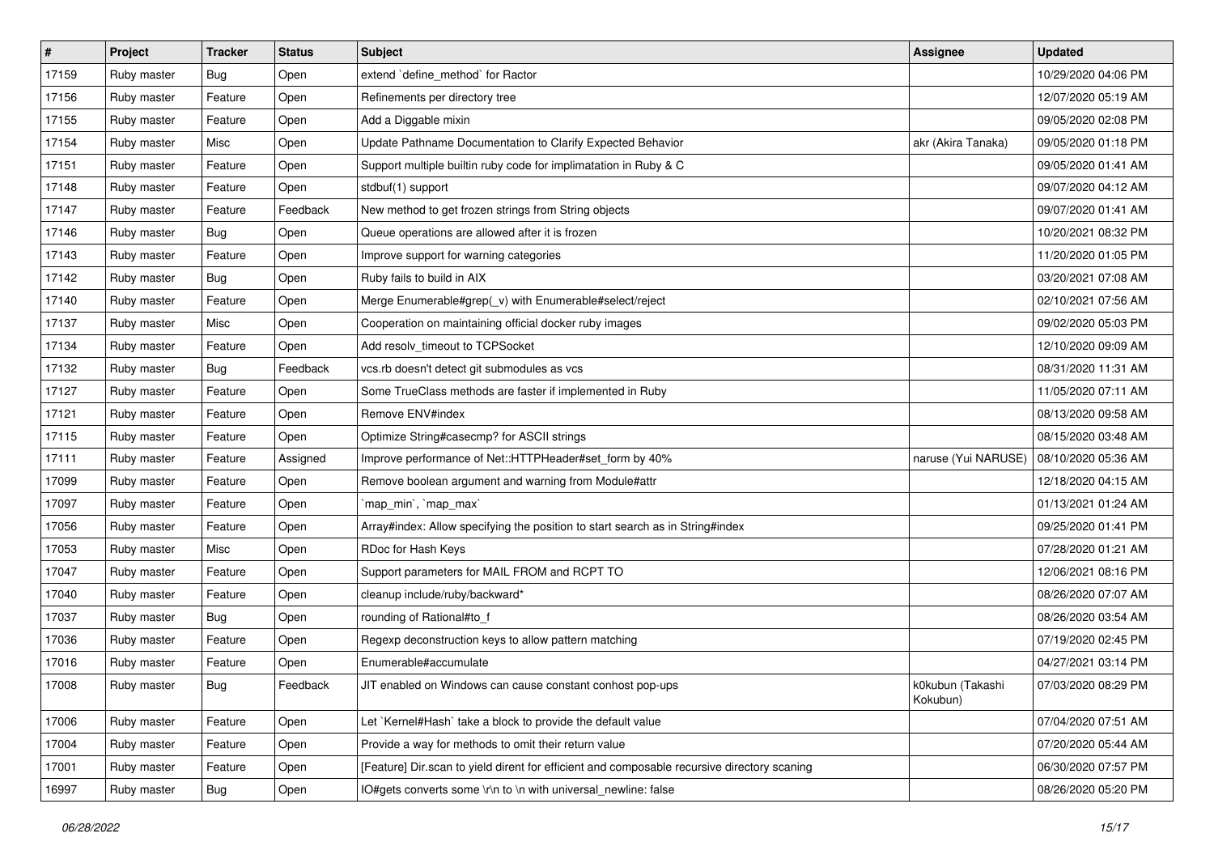| # | Project | Tracker | Status | Subject | Assignee | Updated |
|---|---|---|---|---|---|---|
| 17159 | Ruby master | Bug | Open | extend `define_method` for Ractor | | 10/29/2020 04:06 PM |
| 17156 | Ruby master | Feature | Open | Refinements per directory tree | | 12/07/2020 05:19 AM |
| 17155 | Ruby master | Feature | Open | Add a Diggable mixin | | 09/05/2020 02:08 PM |
| 17154 | Ruby master | Misc | Open | Update Pathname Documentation to Clarify Expected Behavior | akr (Akira Tanaka) | 09/05/2020 01:18 PM |
| 17151 | Ruby master | Feature | Open | Support multiple builtin ruby code for implimatation in Ruby & C | | 09/05/2020 01:41 AM |
| 17148 | Ruby master | Feature | Open | stdbuf(1) support | | 09/07/2020 04:12 AM |
| 17147 | Ruby master | Feature | Feedback | New method to get frozen strings from String objects | | 09/07/2020 01:41 AM |
| 17146 | Ruby master | Bug | Open | Queue operations are allowed after it is frozen | | 10/20/2021 08:32 PM |
| 17143 | Ruby master | Feature | Open | Improve support for warning categories | | 11/20/2020 01:05 PM |
| 17142 | Ruby master | Bug | Open | Ruby fails to build in AIX | | 03/20/2021 07:08 AM |
| 17140 | Ruby master | Feature | Open | Merge Enumerable#grep(_v) with Enumerable#select/reject | | 02/10/2021 07:56 AM |
| 17137 | Ruby master | Misc | Open | Cooperation on maintaining official docker ruby images | | 09/02/2020 05:03 PM |
| 17134 | Ruby master | Feature | Open | Add resolv_timeout to TCPSocket | | 12/10/2020 09:09 AM |
| 17132 | Ruby master | Bug | Feedback | vcs.rb doesn't detect git submodules as vcs | | 08/31/2020 11:31 AM |
| 17127 | Ruby master | Feature | Open | Some TrueClass methods are faster if implemented in Ruby | | 11/05/2020 07:11 AM |
| 17121 | Ruby master | Feature | Open | Remove ENV#index | | 08/13/2020 09:58 AM |
| 17115 | Ruby master | Feature | Open | Optimize String#casecmp? for ASCII strings | | 08/15/2020 03:48 AM |
| 17111 | Ruby master | Feature | Assigned | Improve performance of Net::HTTPHeader#set_form by 40% | naruse (Yui NARUSE) | 08/10/2020 05:36 AM |
| 17099 | Ruby master | Feature | Open | Remove boolean argument and warning from Module#attr | | 12/18/2020 04:15 AM |
| 17097 | Ruby master | Feature | Open | `map_min`, `map_max` | | 01/13/2021 01:24 AM |
| 17056 | Ruby master | Feature | Open | Array#index: Allow specifying the position to start search as in String#index | | 09/25/2020 01:41 PM |
| 17053 | Ruby master | Misc | Open | RDoc for Hash Keys | | 07/28/2020 01:21 AM |
| 17047 | Ruby master | Feature | Open | Support parameters for MAIL FROM and RCPT TO | | 12/06/2021 08:16 PM |
| 17040 | Ruby master | Feature | Open | cleanup include/ruby/backward* | | 08/26/2020 07:07 AM |
| 17037 | Ruby master | Bug | Open | rounding of Rational#to_f | | 08/26/2020 03:54 AM |
| 17036 | Ruby master | Feature | Open | Regexp deconstruction keys to allow pattern matching | | 07/19/2020 02:45 PM |
| 17016 | Ruby master | Feature | Open | Enumerable#accumulate | | 04/27/2021 03:14 PM |
| 17008 | Ruby master | Bug | Feedback | JIT enabled on Windows can cause constant conhost pop-ups | k0kubun (Takashi Kokubun) | 07/03/2020 08:29 PM |
| 17006 | Ruby master | Feature | Open | Let `Kernel#Hash` take a block to provide the default value | | 07/04/2020 07:51 AM |
| 17004 | Ruby master | Feature | Open | Provide a way for methods to omit their return value | | 07/20/2020 05:44 AM |
| 17001 | Ruby master | Feature | Open | [Feature] Dir.scan to yield dirent for efficient and composable recursive directory scaning | | 06/30/2020 07:57 PM |
| 16997 | Ruby master | Bug | Open | IO#gets converts some \r\n to \n with universal_newline: false | | 08/26/2020 05:20 PM |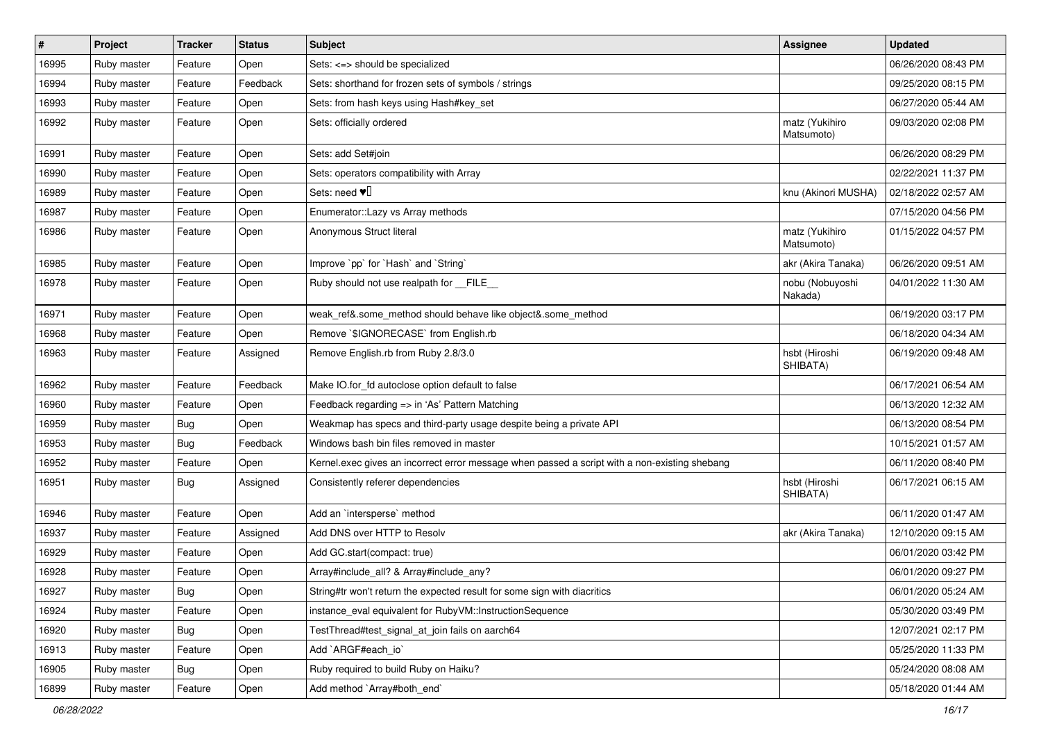| # | Project | Tracker | Status | Subject | Assignee | Updated |
|---|---|---|---|---|---|---|
| 16995 | Ruby master | Feature | Open | Sets: <=> should be specialized | | 06/26/2020 08:43 PM |
| 16994 | Ruby master | Feature | Feedback | Sets: shorthand for frozen sets of symbols / strings | | 09/25/2020 08:15 PM |
| 16993 | Ruby master | Feature | Open | Sets: from hash keys using Hash#key_set | | 06/27/2020 05:44 AM |
| 16992 | Ruby master | Feature | Open | Sets: officially ordered | matz (Yukihiro Matsumoto) | 09/03/2020 02:08 PM |
| 16991 | Ruby master | Feature | Open | Sets: add Set#join | | 06/26/2020 08:29 PM |
| 16990 | Ruby master | Feature | Open | Sets: operators compatibility with Array | | 02/22/2021 11:37 PM |
| 16989 | Ruby master | Feature | Open | Sets: need ♥️ | knu (Akinori MUSHA) | 02/18/2022 02:57 AM |
| 16987 | Ruby master | Feature | Open | Enumerator::Lazy vs Array methods | | 07/15/2020 04:56 PM |
| 16986 | Ruby master | Feature | Open | Anonymous Struct literal | matz (Yukihiro Matsumoto) | 01/15/2022 04:57 PM |
| 16985 | Ruby master | Feature | Open | Improve `pp` for `Hash` and `String` | akr (Akira Tanaka) | 06/26/2020 09:51 AM |
| 16978 | Ruby master | Feature | Open | Ruby should not use realpath for __FILE__ | nobu (Nobuyoshi Nakada) | 04/01/2022 11:30 AM |
| 16971 | Ruby master | Feature | Open | weak_ref&.some_method should behave like object&.some_method | | 06/19/2020 03:17 PM |
| 16968 | Ruby master | Feature | Open | Remove `$IGNORECASE` from English.rb | | 06/18/2020 04:34 AM |
| 16963 | Ruby master | Feature | Assigned | Remove English.rb from Ruby 2.8/3.0 | hsbt (Hiroshi SHIBATA) | 06/19/2020 09:48 AM |
| 16962 | Ruby master | Feature | Feedback | Make IO.for_fd autoclose option default to false | | 06/17/2021 06:54 AM |
| 16960 | Ruby master | Feature | Open | Feedback regarding => in 'As' Pattern Matching | | 06/13/2020 12:32 AM |
| 16959 | Ruby master | Bug | Open | Weakmap has specs and third-party usage despite being a private API | | 06/13/2020 08:54 PM |
| 16953 | Ruby master | Bug | Feedback | Windows bash bin files removed in master | | 10/15/2021 01:57 AM |
| 16952 | Ruby master | Feature | Open | Kernel.exec gives an incorrect error message when passed a script with a non-existing shebang | | 06/11/2020 08:40 PM |
| 16951 | Ruby master | Bug | Assigned | Consistently referer dependencies | hsbt (Hiroshi SHIBATA) | 06/17/2021 06:15 AM |
| 16946 | Ruby master | Feature | Open | Add an `intersperse` method | | 06/11/2020 01:47 AM |
| 16937 | Ruby master | Feature | Assigned | Add DNS over HTTP to Resolv | akr (Akira Tanaka) | 12/10/2020 09:15 AM |
| 16929 | Ruby master | Feature | Open | Add GC.start(compact: true) | | 06/01/2020 03:42 PM |
| 16928 | Ruby master | Feature | Open | Array#include_all? & Array#include_any? | | 06/01/2020 09:27 PM |
| 16927 | Ruby master | Bug | Open | String#tr won't return the expected result for some sign with diacritics | | 06/01/2020 05:24 AM |
| 16924 | Ruby master | Feature | Open | instance_eval equivalent for RubyVM::InstructionSequence | | 05/30/2020 03:49 PM |
| 16920 | Ruby master | Bug | Open | TestThread#test_signal_at_join fails on aarch64 | | 12/07/2021 02:17 PM |
| 16913 | Ruby master | Feature | Open | Add `ARGF#each_io` | | 05/25/2020 11:33 PM |
| 16905 | Ruby master | Bug | Open | Ruby required to build Ruby on Haiku? | | 05/24/2020 08:08 AM |
| 16899 | Ruby master | Feature | Open | Add method `Array#both_end` | | 05/18/2020 01:44 AM |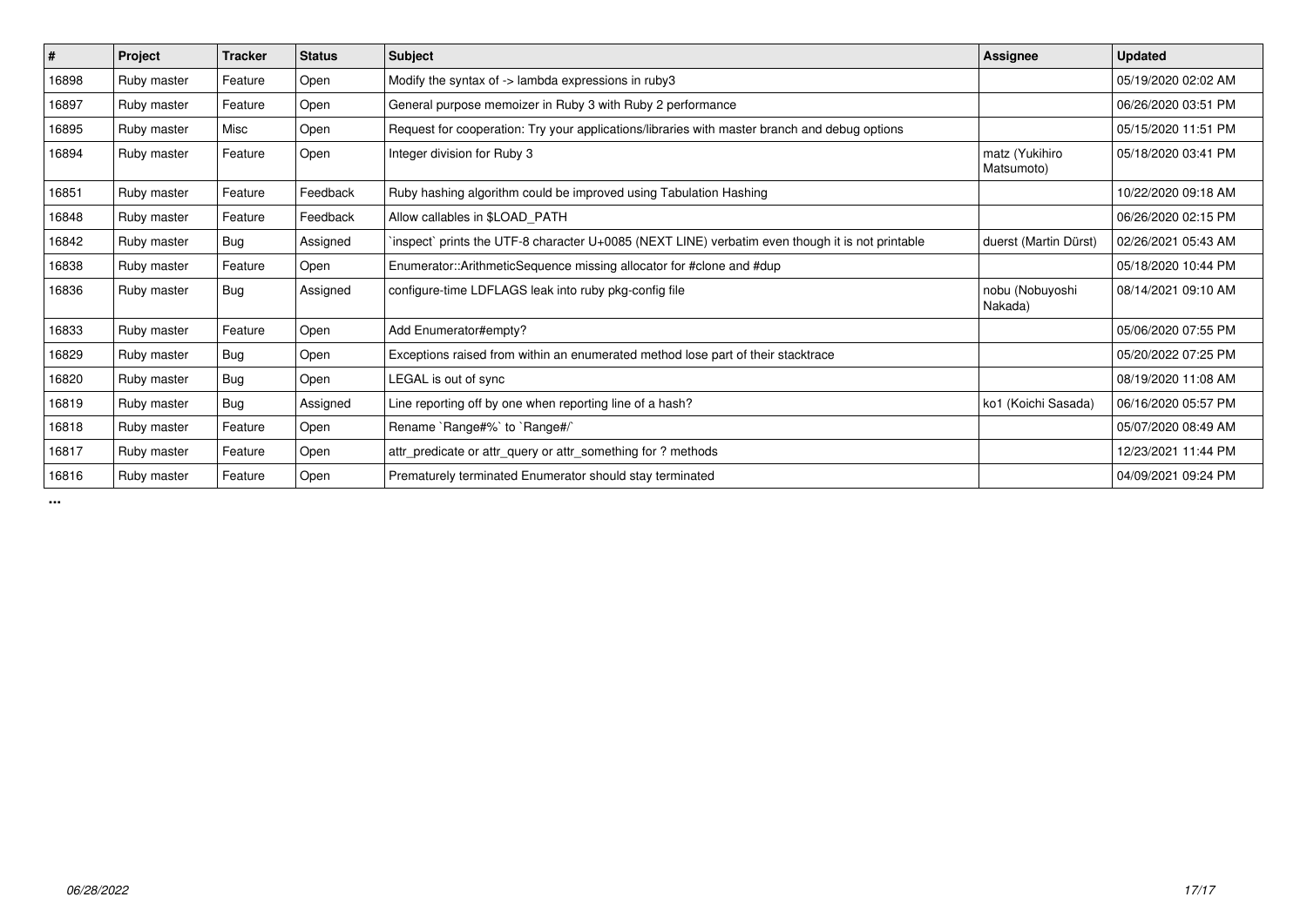| # | Project | Tracker | Status | Subject | Assignee | Updated |
|---|---|---|---|---|---|---|
| 16898 | Ruby master | Feature | Open | Modify the syntax of -> lambda expressions in ruby3 | | 05/19/2020 02:02 AM |
| 16897 | Ruby master | Feature | Open | General purpose memoizer in Ruby 3 with Ruby 2 performance | | 06/26/2020 03:51 PM |
| 16895 | Ruby master | Misc | Open | Request for cooperation: Try your applications/libraries with master branch and debug options | | 05/15/2020 11:51 PM |
| 16894 | Ruby master | Feature | Open | Integer division for Ruby 3 | matz (Yukihiro Matsumoto) | 05/18/2020 03:41 PM |
| 16851 | Ruby master | Feature | Feedback | Ruby hashing algorithm could be improved using Tabulation Hashing | | 10/22/2020 09:18 AM |
| 16848 | Ruby master | Feature | Feedback | Allow callables in $LOAD_PATH | | 06/26/2020 02:15 PM |
| 16842 | Ruby master | Bug | Assigned | `inspect` prints the UTF-8 character U+0085 (NEXT LINE) verbatim even though it is not printable | duerst (Martin Dürst) | 02/26/2021 05:43 AM |
| 16838 | Ruby master | Feature | Open | Enumerator::ArithmeticSequence missing allocator for #clone and #dup | | 05/18/2020 10:44 PM |
| 16836 | Ruby master | Bug | Assigned | configure-time LDFLAGS leak into ruby pkg-config file | nobu (Nobuyoshi Nakada) | 08/14/2021 09:10 AM |
| 16833 | Ruby master | Feature | Open | Add Enumerator#empty? | | 05/06/2020 07:55 PM |
| 16829 | Ruby master | Bug | Open | Exceptions raised from within an enumerated method lose part of their stacktrace | | 05/20/2022 07:25 PM |
| 16820 | Ruby master | Bug | Open | LEGAL is out of sync | | 08/19/2020 11:08 AM |
| 16819 | Ruby master | Bug | Assigned | Line reporting off by one when reporting line of a hash? | ko1 (Koichi Sasada) | 06/16/2020 05:57 PM |
| 16818 | Ruby master | Feature | Open | Rename `Range#%` to `Range#/` | | 05/07/2020 08:49 AM |
| 16817 | Ruby master | Feature | Open | attr_predicate or attr_query or attr_something for ? methods | | 12/23/2021 11:44 PM |
| 16816 | Ruby master | Feature | Open | Prematurely terminated Enumerator should stay terminated | | 04/09/2021 09:24 PM |

...